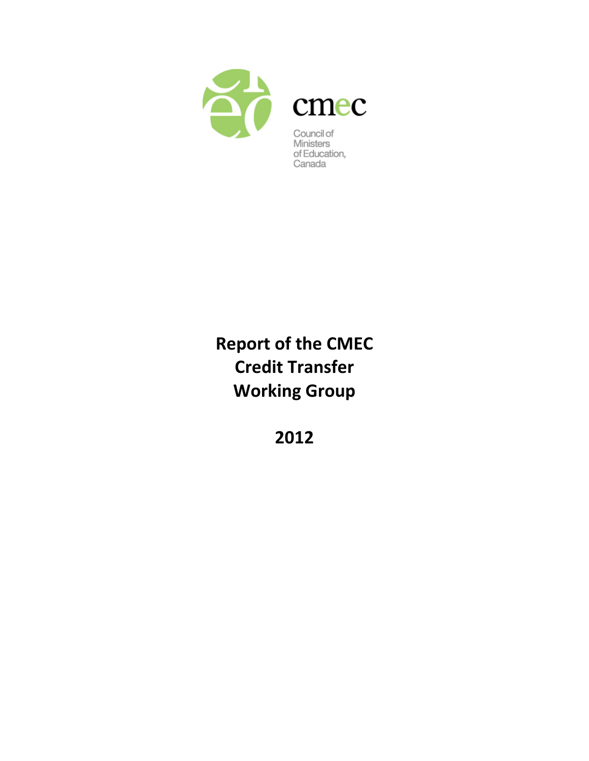cmec

Council of Ministers of Education, Canada

# Report of the CMEC Credit Transfer Working Group

# 2012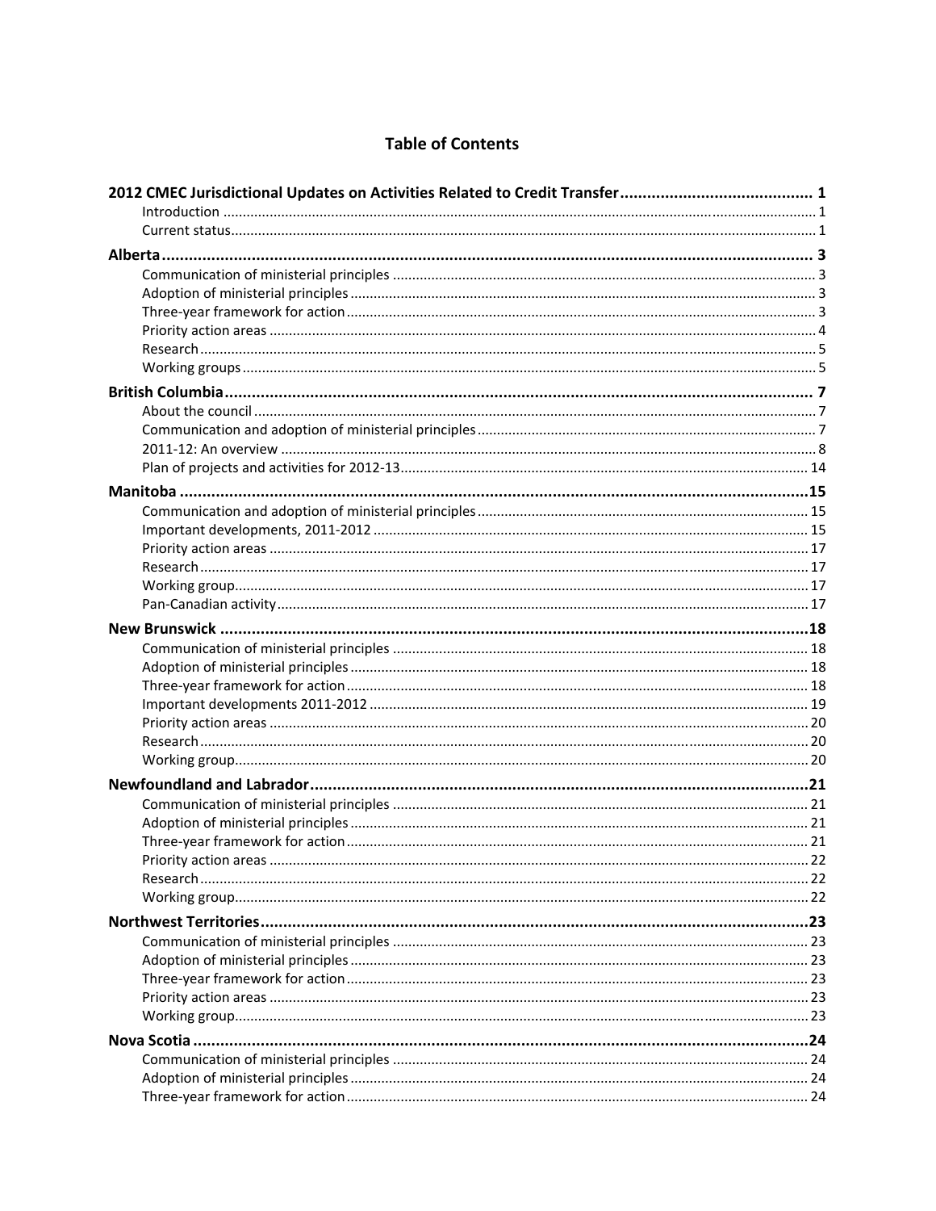# Table of Contents

**2012 CMEC Jurisdictional Updates on Activities Related to Credit Transfer** ........ 1
- Introduction ........ 1
- Current status ........ 1

**Alberta** ........ 3
- Communication of ministerial principles ........ 3
- Adoption of ministerial principles ........ 3
- Three-year framework for action ........ 3
- Priority action areas ........ 4
- Research ........ 5
- Working groups ........ 5

**British Columbia** ........ 7
- About the council ........ 7
- Communication and adoption of ministerial principles ........ 7
- 2011-12: An overview ........ 8
- Plan of projects and activities for 2012-13 ........ 14

**Manitoba** ........ 15
- Communication and adoption of ministerial principles ........ 15
- Important developments, 2011-2012 ........ 15
- Priority action areas ........ 17
- Research ........ 17
- Working group ........ 17
- Pan-Canadian activity ........ 17

**New Brunswick** ........ 18
- Communication of ministerial principles ........ 18
- Adoption of ministerial principles ........ 18
- Three-year framework for action ........ 18
- Important developments 2011-2012 ........ 19
- Priority action areas ........ 20
- Research ........ 20
- Working group ........ 20

**Newfoundland and Labrador** ........ 21
- Communication of ministerial principles ........ 21
- Adoption of ministerial principles ........ 21
- Three-year framework for action ........ 21
- Priority action areas ........ 22
- Research ........ 22
- Working group ........ 22

**Northwest Territories** ........ 23
- Communication of ministerial principles ........ 23
- Adoption of ministerial principles ........ 23
- Three-year framework for action ........ 23
- Priority action areas ........ 23
- Working group ........ 23

**Nova Scotia** ........ 24
- Communication of ministerial principles ........ 24
- Adoption of ministerial principles ........ 24
- Three-year framework for action ........ 24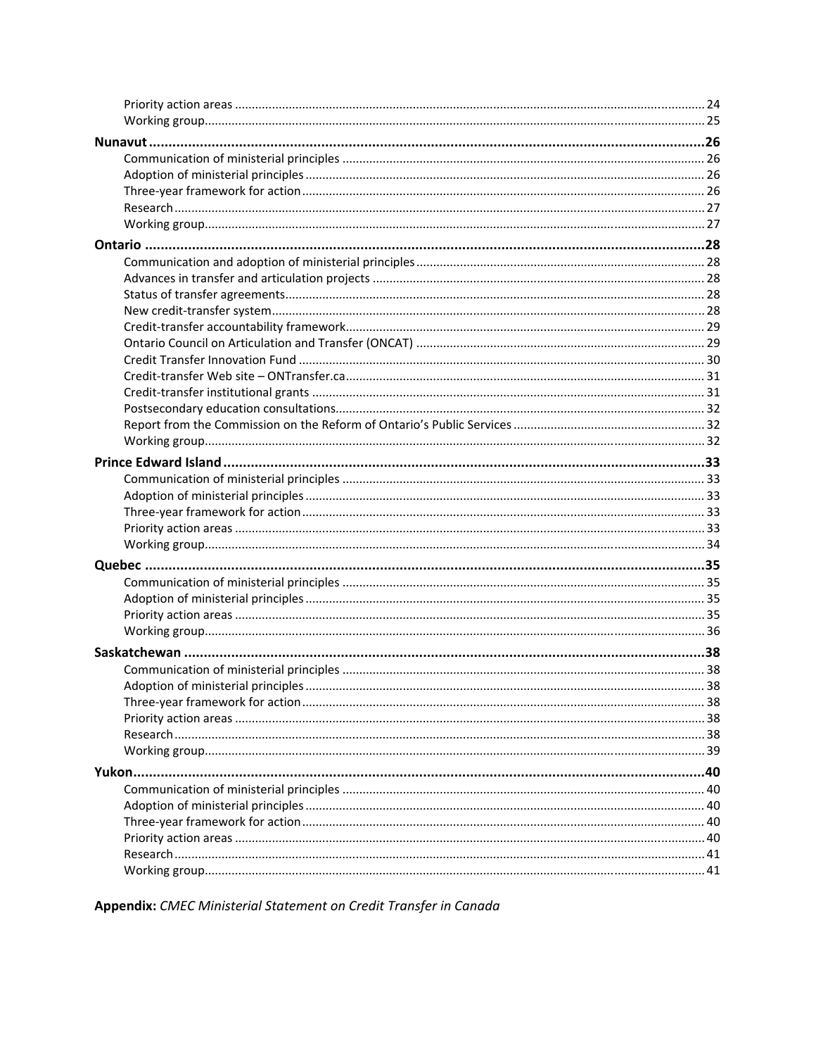Priority action areas ... 24
Working group ... 25

**Nunavut ... 26**

Communication of ministerial principles ... 26
Adoption of ministerial principles ... 26
Three-year framework for action ... 26
Research ... 27
Working group ... 27

**Ontario ... 28**

Communication and adoption of ministerial principles ... 28
Advances in transfer and articulation projects ... 28
Status of transfer agreements ... 28
New credit-transfer system ... 28
Credit-transfer accountability framework ... 29
Ontario Council on Articulation and Transfer (ONCAT) ... 29
Credit Transfer Innovation Fund ... 30
Credit-transfer Web site – ONTransfer.ca ... 31
Credit-transfer institutional grants ... 31
Postsecondary education consultations ... 32
Report from the Commission on the Reform of Ontario's Public Services ... 32
Working group ... 32

**Prince Edward Island ... 33**

Communication of ministerial principles ... 33
Adoption of ministerial principles ... 33
Three-year framework for action ... 33
Priority action areas ... 33
Working group ... 34

**Quebec ... 35**

Communication of ministerial principles ... 35
Adoption of ministerial principles ... 35
Priority action areas ... 35
Working group ... 36

**Saskatchewan ... 38**

Communication of ministerial principles ... 38
Adoption of ministerial principles ... 38
Three-year framework for action ... 38
Priority action areas ... 38
Research ... 38
Working group ... 39

**Yukon ... 40**

Communication of ministerial principles ... 40
Adoption of ministerial principles ... 40
Three-year framework for action ... 40
Priority action areas ... 40
Research ... 41
Working group ... 41

**Appendix:** *CMEC Ministerial Statement on Credit Transfer in Canada*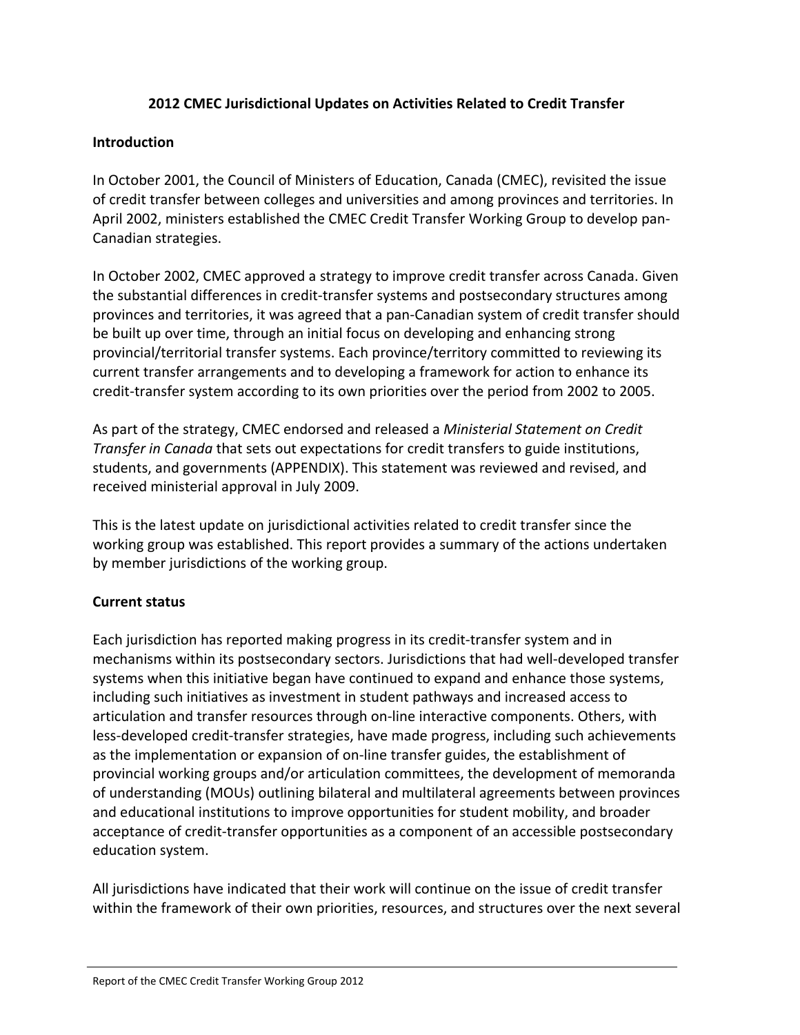## 2012 CMEC Jurisdictional Updates on Activities Related to Credit Transfer

### Introduction

In October 2001, the Council of Ministers of Education, Canada (CMEC), revisited the issue of credit transfer between colleges and universities and among provinces and territories. In April 2002, ministers established the CMEC Credit Transfer Working Group to develop pan-Canadian strategies.

In October 2002, CMEC approved a strategy to improve credit transfer across Canada. Given the substantial differences in credit-transfer systems and postsecondary structures among provinces and territories, it was agreed that a pan-Canadian system of credit transfer should be built up over time, through an initial focus on developing and enhancing strong provincial/territorial transfer systems. Each province/territory committed to reviewing its current transfer arrangements and to developing a framework for action to enhance its credit-transfer system according to its own priorities over the period from 2002 to 2005.

As part of the strategy, CMEC endorsed and released a *Ministerial Statement on Credit Transfer in Canada* that sets out expectations for credit transfers to guide institutions, students, and governments (APPENDIX). This statement was reviewed and revised, and received ministerial approval in July 2009.

This is the latest update on jurisdictional activities related to credit transfer since the working group was established. This report provides a summary of the actions undertaken by member jurisdictions of the working group.

### Current status

Each jurisdiction has reported making progress in its credit-transfer system and in mechanisms within its postsecondary sectors. Jurisdictions that had well-developed transfer systems when this initiative began have continued to expand and enhance those systems, including such initiatives as investment in student pathways and increased access to articulation and transfer resources through on-line interactive components. Others, with less-developed credit-transfer strategies, have made progress, including such achievements as the implementation or expansion of on-line transfer guides, the establishment of provincial working groups and/or articulation committees, the development of memoranda of understanding (MOUs) outlining bilateral and multilateral agreements between provinces and educational institutions to improve opportunities for student mobility, and broader acceptance of credit-transfer opportunities as a component of an accessible postsecondary education system.

All jurisdictions have indicated that their work will continue on the issue of credit transfer within the framework of their own priorities, resources, and structures over the next several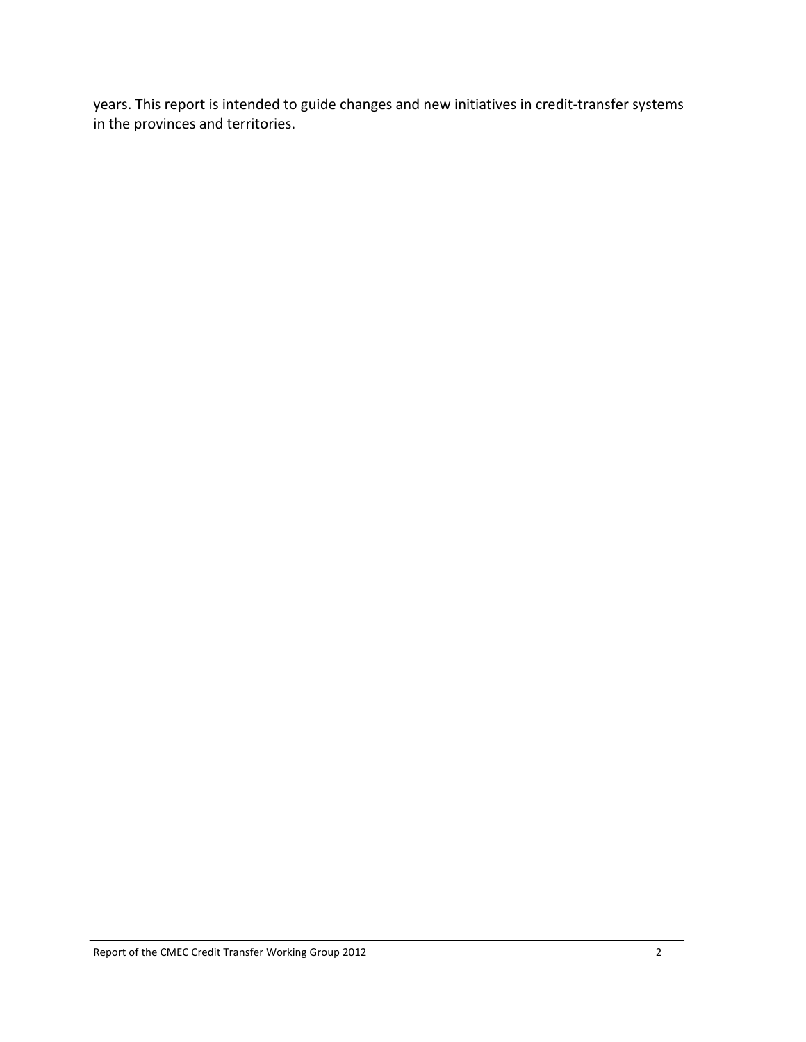years. This report is intended to guide changes and new initiatives in credit-transfer systems in the provinces and territories.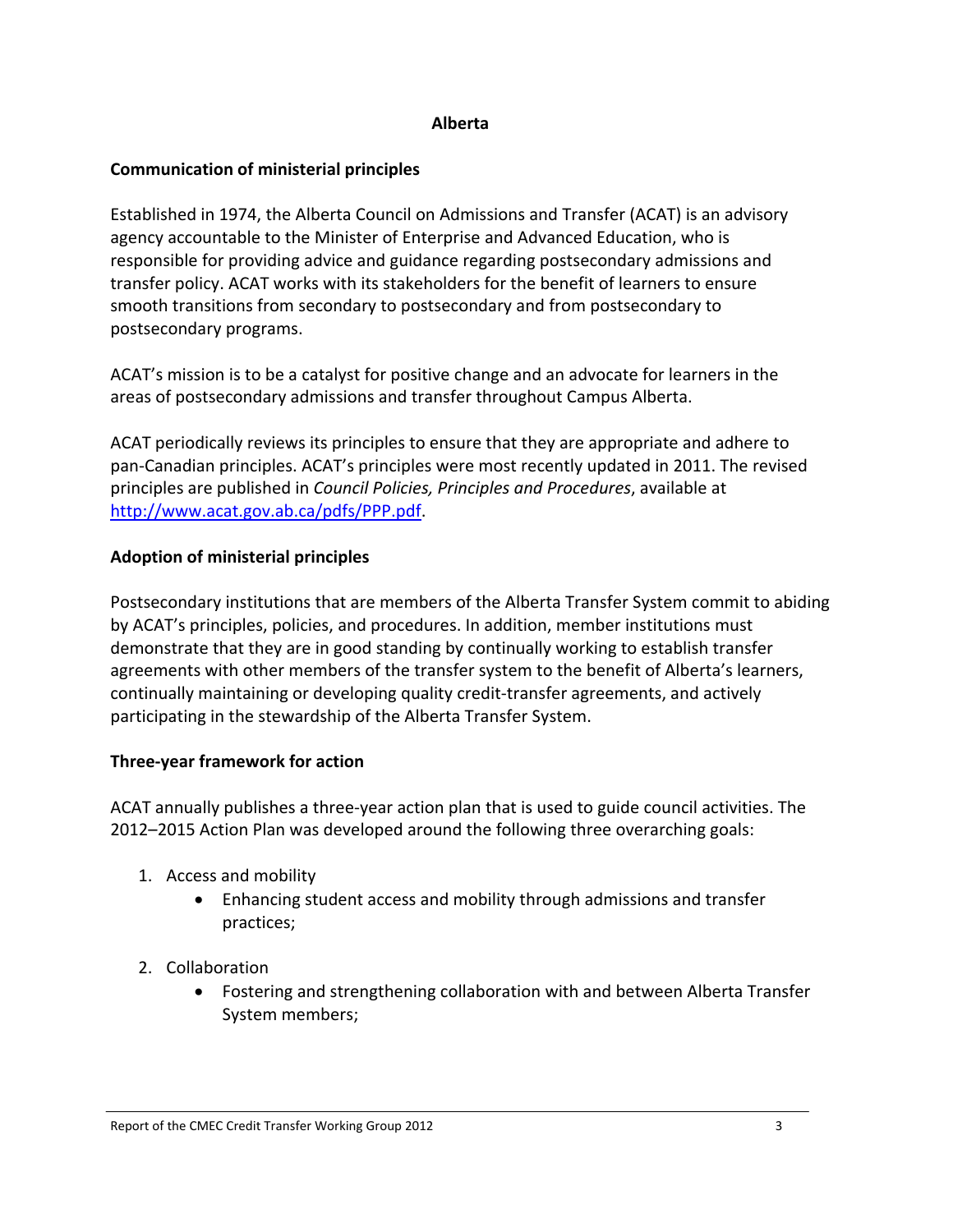## Alberta

### Communication of ministerial principles

Established in 1974, the Alberta Council on Admissions and Transfer (ACAT) is an advisory agency accountable to the Minister of Enterprise and Advanced Education, who is responsible for providing advice and guidance regarding postsecondary admissions and transfer policy. ACAT works with its stakeholders for the benefit of learners to ensure smooth transitions from secondary to postsecondary and from postsecondary to postsecondary programs.

ACAT's mission is to be a catalyst for positive change and an advocate for learners in the areas of postsecondary admissions and transfer throughout Campus Alberta.

ACAT periodically reviews its principles to ensure that they are appropriate and adhere to pan-Canadian principles. ACAT's principles were most recently updated in 2011. The revised principles are published in *Council Policies, Principles and Procedures*, available at http://www.acat.gov.ab.ca/pdfs/PPP.pdf.

### Adoption of ministerial principles

Postsecondary institutions that are members of the Alberta Transfer System commit to abiding by ACAT's principles, policies, and procedures. In addition, member institutions must demonstrate that they are in good standing by continually working to establish transfer agreements with other members of the transfer system to the benefit of Alberta's learners, continually maintaining or developing quality credit-transfer agreements, and actively participating in the stewardship of the Alberta Transfer System.

### Three-year framework for action

ACAT annually publishes a three-year action plan that is used to guide council activities. The 2012–2015 Action Plan was developed around the following three overarching goals:

1. Access and mobility
   - Enhancing student access and mobility through admissions and transfer practices;
2. Collaboration
   - Fostering and strengthening collaboration with and between Alberta Transfer System members;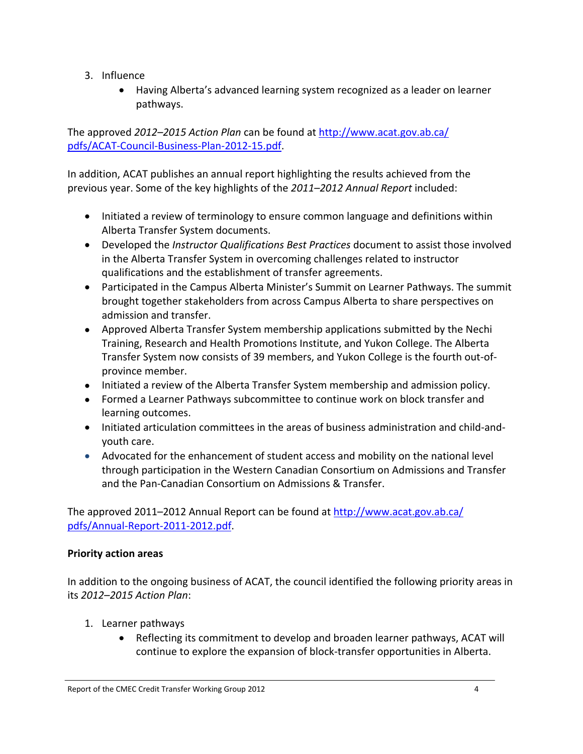3. Influence
    - Having Alberta's advanced learning system recognized as a leader on learner pathways.

The approved *2012–2015 Action Plan* can be found at [http://www.acat.gov.ab.ca/pdfs/ACAT-Council-Business-Plan-2012-15.pdf](http://www.acat.gov.ab.ca/pdfs/ACAT-Council-Business-Plan-2012-15.pdf).

In addition, ACAT publishes an annual report highlighting the results achieved from the previous year. Some of the key highlights of the *2011–2012 Annual Report* included:

- Initiated a review of terminology to ensure common language and definitions within Alberta Transfer System documents.
- Developed the *Instructor Qualifications Best Practices* document to assist those involved in the Alberta Transfer System in overcoming challenges related to instructor qualifications and the establishment of transfer agreements.
- Participated in the Campus Alberta Minister's Summit on Learner Pathways. The summit brought together stakeholders from across Campus Alberta to share perspectives on admission and transfer.
- Approved Alberta Transfer System membership applications submitted by the Nechi Training, Research and Health Promotions Institute, and Yukon College. The Alberta Transfer System now consists of 39 members, and Yukon College is the fourth out-of-province member.
- Initiated a review of the Alberta Transfer System membership and admission policy.
- Formed a Learner Pathways subcommittee to continue work on block transfer and learning outcomes.
- Initiated articulation committees in the areas of business administration and child-and-youth care.
- Advocated for the enhancement of student access and mobility on the national level through participation in the Western Canadian Consortium on Admissions and Transfer and the Pan-Canadian Consortium on Admissions & Transfer.

The approved 2011–2012 Annual Report can be found at [http://www.acat.gov.ab.ca/pdfs/Annual-Report-2011-2012.pdf](http://www.acat.gov.ab.ca/pdfs/Annual-Report-2011-2012.pdf).

**Priority action areas**

In addition to the ongoing business of ACAT, the council identified the following priority areas in its *2012–2015 Action Plan*:

1. Learner pathways
    - Reflecting its commitment to develop and broaden learner pathways, ACAT will continue to explore the expansion of block-transfer opportunities in Alberta.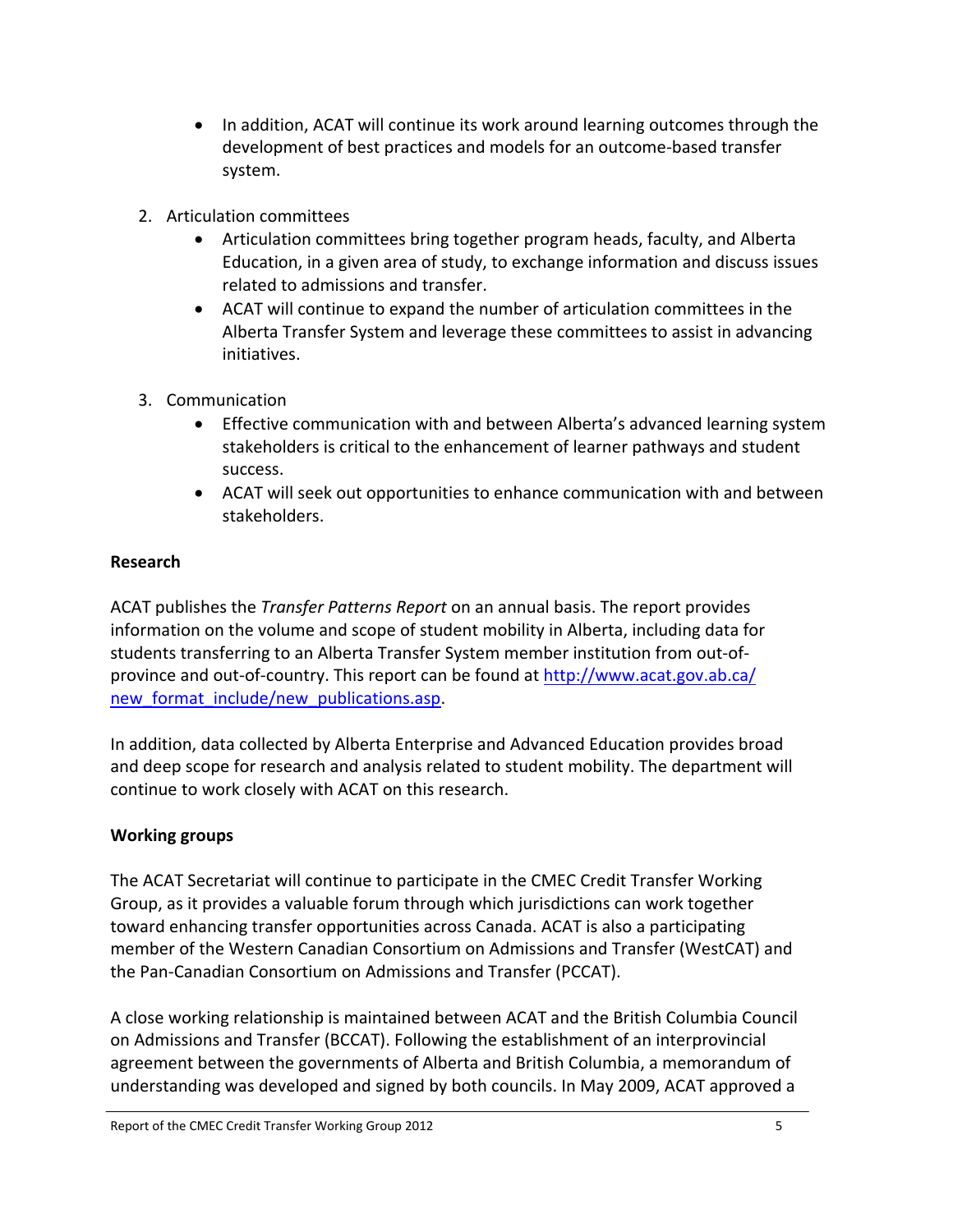- In addition, ACAT will continue its work around learning outcomes through the development of best practices and models for an outcome-based transfer system.

2. Articulation committees
   - Articulation committees bring together program heads, faculty, and Alberta Education, in a given area of study, to exchange information and discuss issues related to admissions and transfer.
   - ACAT will continue to expand the number of articulation committees in the Alberta Transfer System and leverage these committees to assist in advancing initiatives.

3. Communication
   - Effective communication with and between Alberta's advanced learning system stakeholders is critical to the enhancement of learner pathways and student success.
   - ACAT will seek out opportunities to enhance communication with and between stakeholders.

**Research**

ACAT publishes the *Transfer Patterns Report* on an annual basis. The report provides information on the volume and scope of student mobility in Alberta, including data for students transferring to an Alberta Transfer System member institution from out-of-province and out-of-country. This report can be found at [http://www.acat.gov.ab.ca/new_format_include/new_publications.asp](http://www.acat.gov.ab.ca/new_format_include/new_publications.asp).

In addition, data collected by Alberta Enterprise and Advanced Education provides broad and deep scope for research and analysis related to student mobility. The department will continue to work closely with ACAT on this research.

**Working groups**

The ACAT Secretariat will continue to participate in the CMEC Credit Transfer Working Group, as it provides a valuable forum through which jurisdictions can work together toward enhancing transfer opportunities across Canada. ACAT is also a participating member of the Western Canadian Consortium on Admissions and Transfer (WestCAT) and the Pan-Canadian Consortium on Admissions and Transfer (PCCAT).

A close working relationship is maintained between ACAT and the British Columbia Council on Admissions and Transfer (BCCAT). Following the establishment of an interprovincial agreement between the governments of Alberta and British Columbia, a memorandum of understanding was developed and signed by both councils. In May 2009, ACAT approved a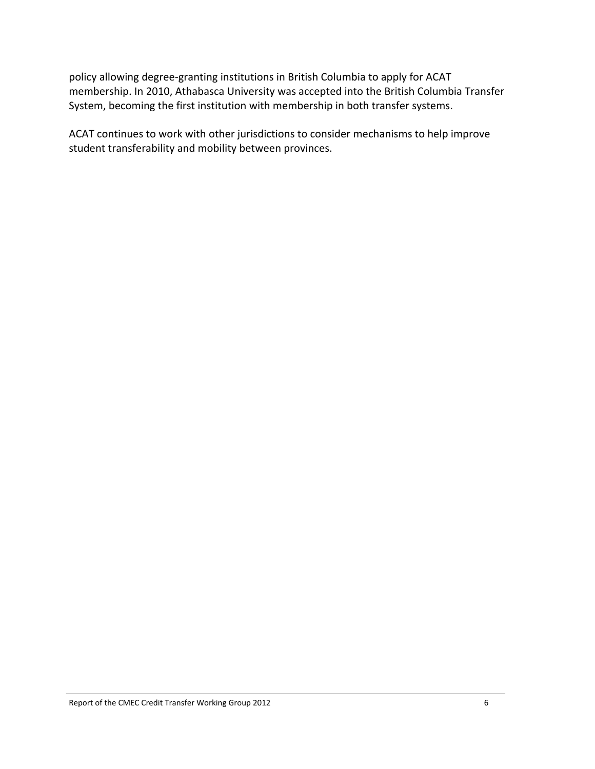policy allowing degree-granting institutions in British Columbia to apply for ACAT membership. In 2010, Athabasca University was accepted into the British Columbia Transfer System, becoming the first institution with membership in both transfer systems.

ACAT continues to work with other jurisdictions to consider mechanisms to help improve student transferability and mobility between provinces.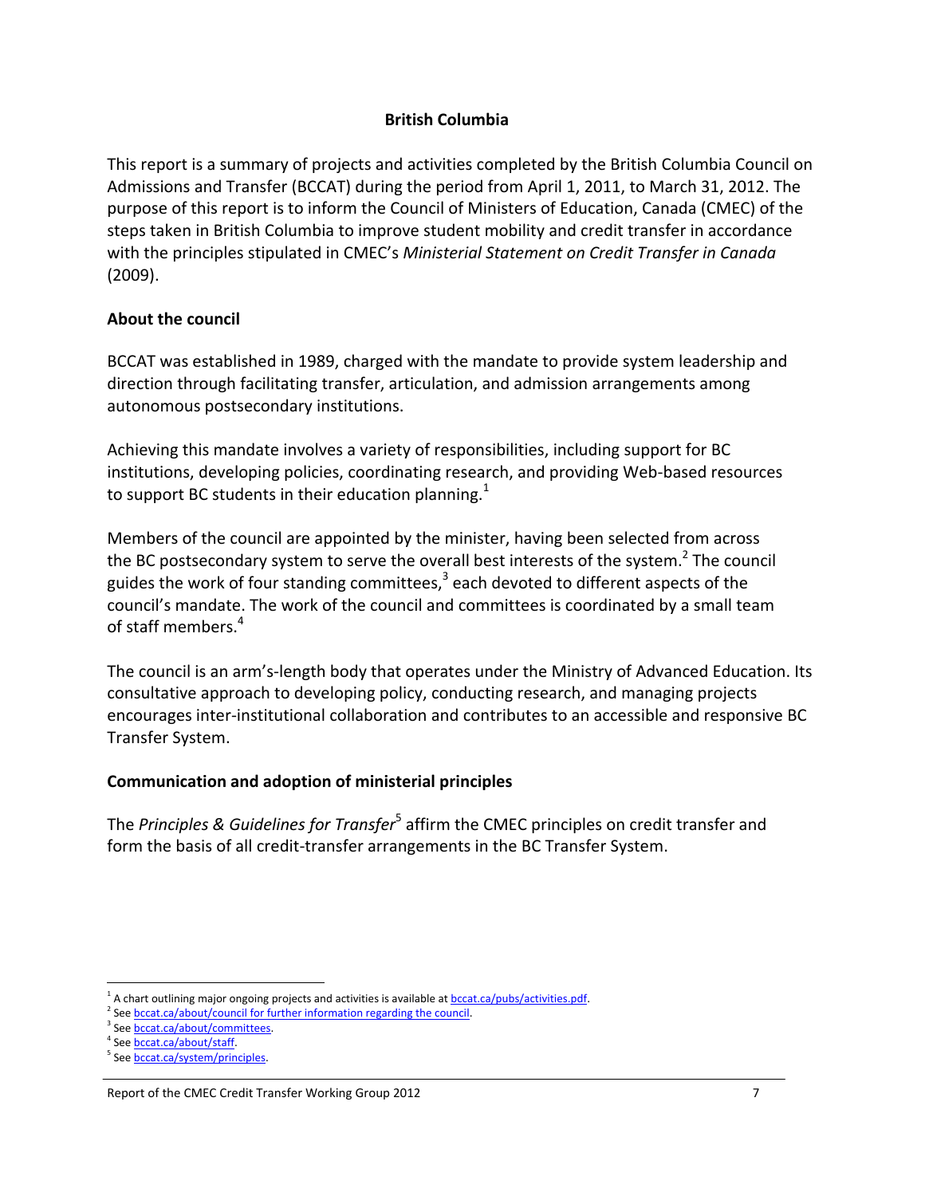## British Columbia

This report is a summary of projects and activities completed by the British Columbia Council on Admissions and Transfer (BCCAT) during the period from April 1, 2011, to March 31, 2012. The purpose of this report is to inform the Council of Ministers of Education, Canada (CMEC) of the steps taken in British Columbia to improve student mobility and credit transfer in accordance with the principles stipulated in CMEC's *Ministerial Statement on Credit Transfer in Canada* (2009).

### About the council

BCCAT was established in 1989, charged with the mandate to provide system leadership and direction through facilitating transfer, articulation, and admission arrangements among autonomous postsecondary institutions.

Achieving this mandate involves a variety of responsibilities, including support for BC institutions, developing policies, coordinating research, and providing Web-based resources to support BC students in their education planning.[1]

Members of the council are appointed by the minister, having been selected from across the BC postsecondary system to serve the overall best interests of the system.[2] The council guides the work of four standing committees,[3] each devoted to different aspects of the council's mandate. The work of the council and committees is coordinated by a small team of staff members.[4]

The council is an arm's-length body that operates under the Ministry of Advanced Education. Its consultative approach to developing policy, conducting research, and managing projects encourages inter-institutional collaboration and contributes to an accessible and responsive BC Transfer System.

### Communication and adoption of ministerial principles

The *Principles & Guidelines for Transfer*[5] affirm the CMEC principles on credit transfer and form the basis of all credit-transfer arrangements in the BC Transfer System.

---

[1] A chart outlining major ongoing projects and activities is available at bccat.ca/pubs/activities.pdf.

[2] See bccat.ca/about/council for further information regarding the council.

[3] See bccat.ca/about/committees.

[4] See bccat.ca/about/staff.

[5] See bccat.ca/system/principles.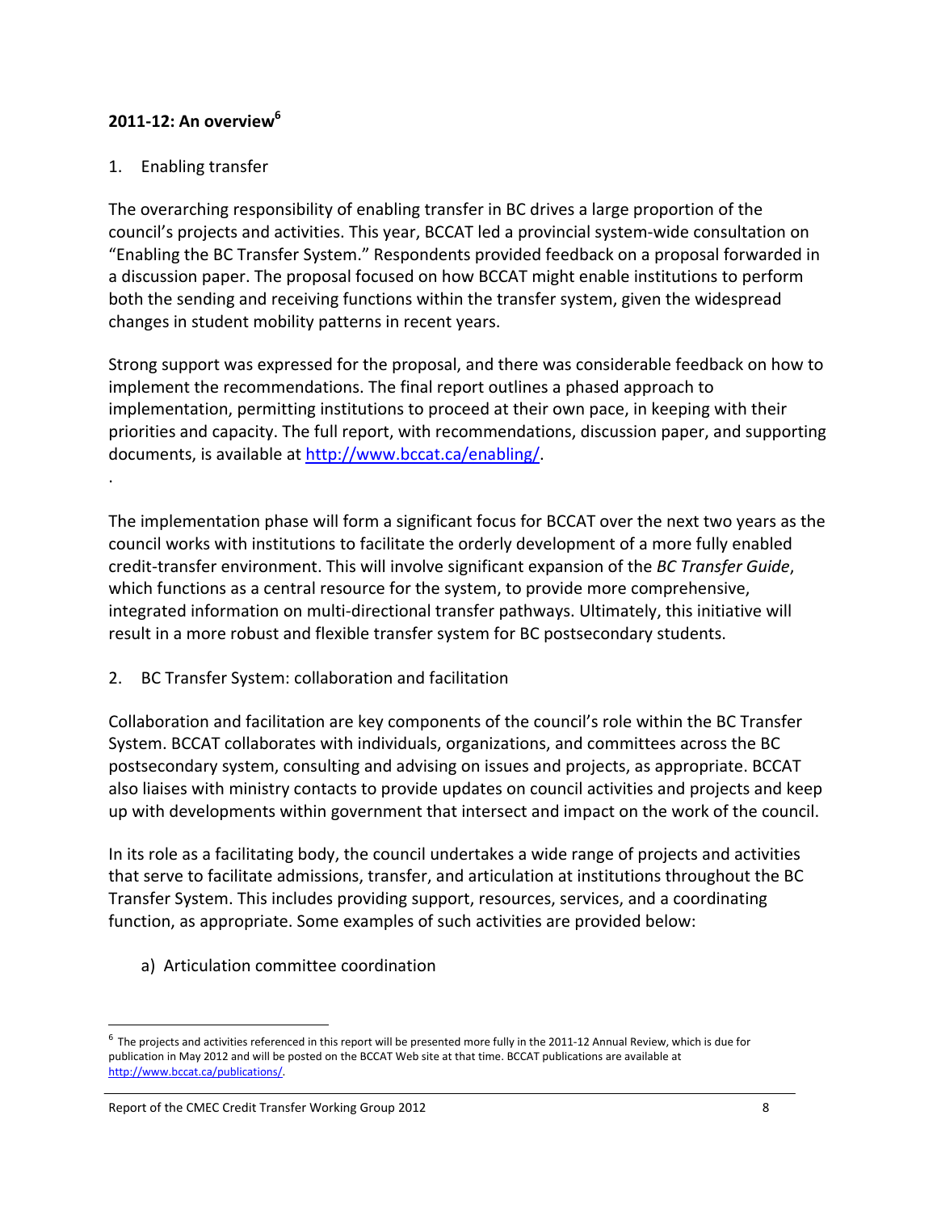**2011-12: An overview**[6]

1. Enabling transfer

The overarching responsibility of enabling transfer in BC drives a large proportion of the council's projects and activities. This year, BCCAT led a provincial system-wide consultation on "Enabling the BC Transfer System." Respondents provided feedback on a proposal forwarded in a discussion paper. The proposal focused on how BCCAT might enable institutions to perform both the sending and receiving functions within the transfer system, given the widespread changes in student mobility patterns in recent years.

Strong support was expressed for the proposal, and there was considerable feedback on how to implement the recommendations. The final report outlines a phased approach to implementation, permitting institutions to proceed at their own pace, in keeping with their priorities and capacity. The full report, with recommendations, discussion paper, and supporting documents, is available at http://www.bccat.ca/enabling/.

.

The implementation phase will form a significant focus for BCCAT over the next two years as the council works with institutions to facilitate the orderly development of a more fully enabled credit-transfer environment. This will involve significant expansion of the *BC Transfer Guide*, which functions as a central resource for the system, to provide more comprehensive, integrated information on multi-directional transfer pathways. Ultimately, this initiative will result in a more robust and flexible transfer system for BC postsecondary students.

2. BC Transfer System: collaboration and facilitation

Collaboration and facilitation are key components of the council's role within the BC Transfer System. BCCAT collaborates with individuals, organizations, and committees across the BC postsecondary system, consulting and advising on issues and projects, as appropriate. BCCAT also liaises with ministry contacts to provide updates on council activities and projects and keep up with developments within government that intersect and impact on the work of the council.

In its role as a facilitating body, the council undertakes a wide range of projects and activities that serve to facilitate admissions, transfer, and articulation at institutions throughout the BC Transfer System. This includes providing support, resources, services, and a coordinating function, as appropriate. Some examples of such activities are provided below:

a) Articulation committee coordination

---

[6] The projects and activities referenced in this report will be presented more fully in the 2011-12 Annual Review, which is due for publication in May 2012 and will be posted on the BCCAT Web site at that time. BCCAT publications are available at http://www.bccat.ca/publications/.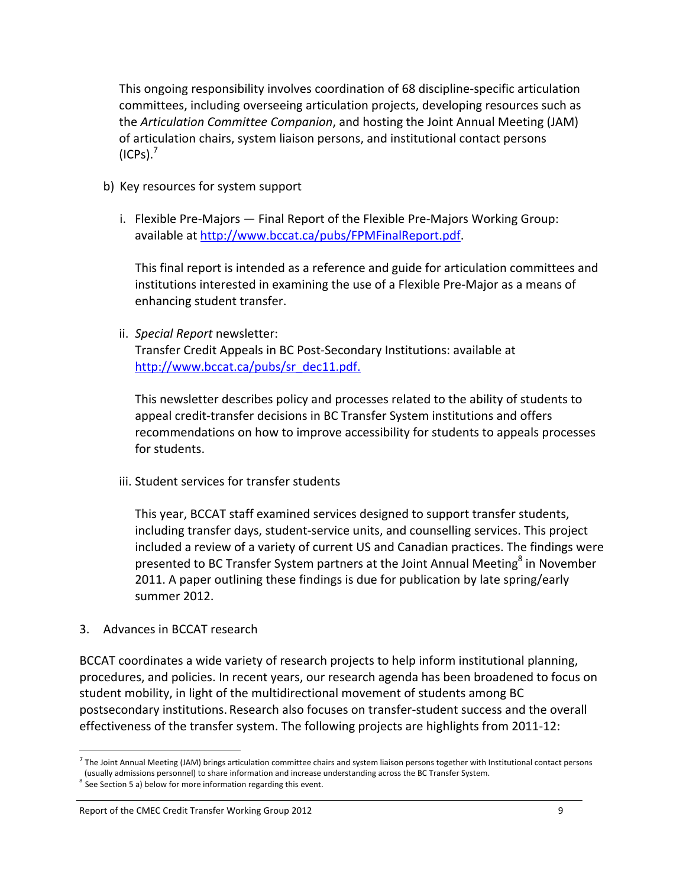This ongoing responsibility involves coordination of 68 discipline-specific articulation committees, including overseeing articulation projects, developing resources such as the *Articulation Committee Companion*, and hosting the Joint Annual Meeting (JAM) of articulation chairs, system liaison persons, and institutional contact persons (ICPs).[7]

b) Key resources for system support

i. Flexible Pre-Majors — Final Report of the Flexible Pre-Majors Working Group: available at http://www.bccat.ca/pubs/FPMFinalReport.pdf.

This final report is intended as a reference and guide for articulation committees and institutions interested in examining the use of a Flexible Pre-Major as a means of enhancing student transfer.

ii. *Special Report* newsletter:
Transfer Credit Appeals in BC Post-Secondary Institutions: available at http://www.bccat.ca/pubs/sr_dec11.pdf.

This newsletter describes policy and processes related to the ability of students to appeal credit-transfer decisions in BC Transfer System institutions and offers recommendations on how to improve accessibility for students to appeals processes for students.

iii. Student services for transfer students

This year, BCCAT staff examined services designed to support transfer students, including transfer days, student-service units, and counselling services. This project included a review of a variety of current US and Canadian practices. The findings were presented to BC Transfer System partners at the Joint Annual Meeting[8] in November 2011. A paper outlining these findings is due for publication by late spring/early summer 2012.

3. Advances in BCCAT research

BCCAT coordinates a wide variety of research projects to help inform institutional planning, procedures, and policies. In recent years, our research agenda has been broadened to focus on student mobility, in light of the multidirectional movement of students among BC postsecondary institutions. Research also focuses on transfer-student success and the overall effectiveness of the transfer system. The following projects are highlights from 2011-12:

---

[7] The Joint Annual Meeting (JAM) brings articulation committee chairs and system liaison persons together with Institutional contact persons (usually admissions personnel) to share information and increase understanding across the BC Transfer System.

[8] See Section 5 a) below for more information regarding this event.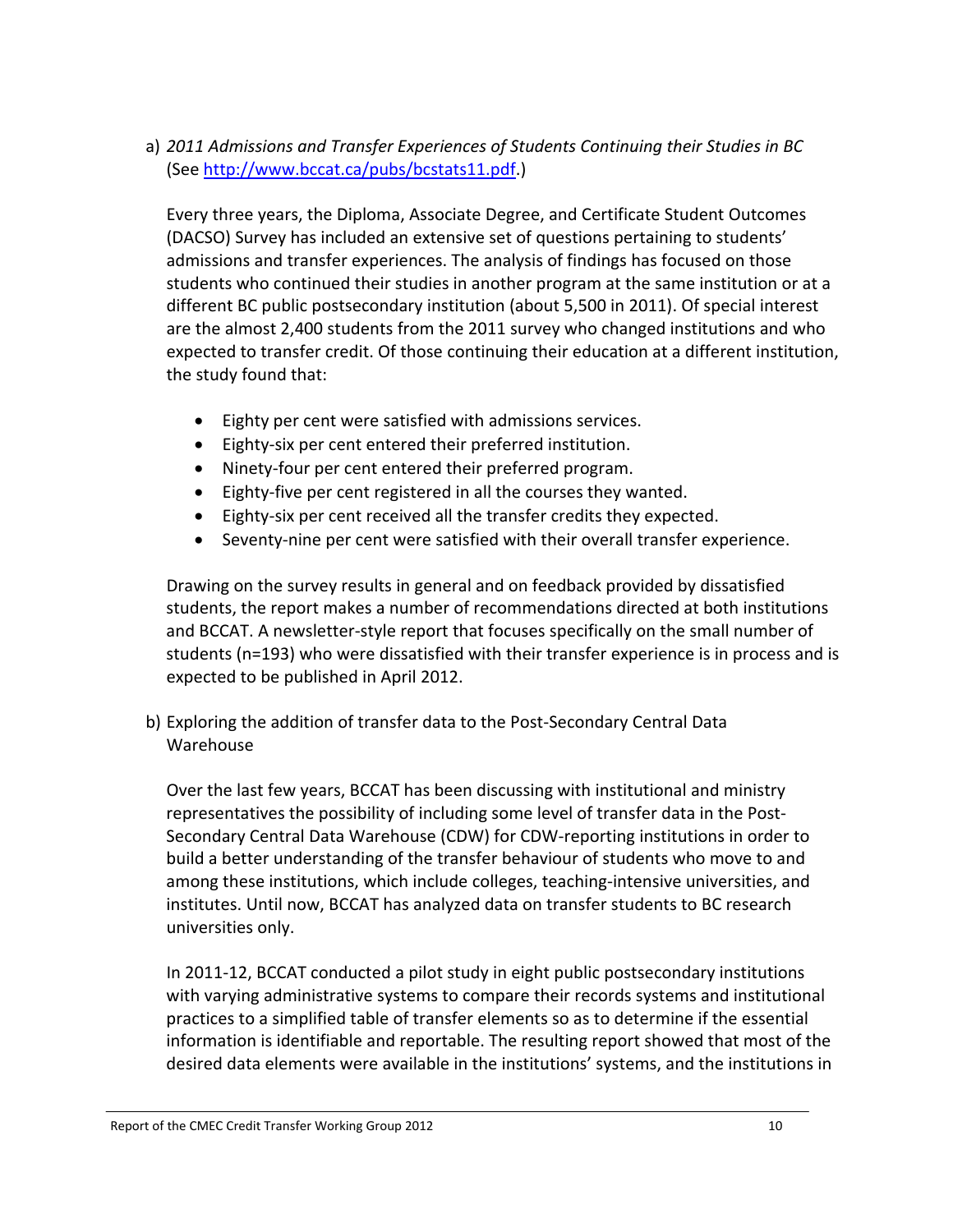a) *2011 Admissions and Transfer Experiences of Students Continuing their Studies in BC* (See http://www.bccat.ca/pubs/bcstats11.pdf.)

   Every three years, the Diploma, Associate Degree, and Certificate Student Outcomes (DACSO) Survey has included an extensive set of questions pertaining to students' admissions and transfer experiences. The analysis of findings has focused on those students who continued their studies in another program at the same institution or at a different BC public postsecondary institution (about 5,500 in 2011). Of special interest are the almost 2,400 students from the 2011 survey who changed institutions and who expected to transfer credit. Of those continuing their education at a different institution, the study found that:

   - Eighty per cent were satisfied with admissions services.
   - Eighty-six per cent entered their preferred institution.
   - Ninety-four per cent entered their preferred program.
   - Eighty-five per cent registered in all the courses they wanted.
   - Eighty-six per cent received all the transfer credits they expected.
   - Seventy-nine per cent were satisfied with their overall transfer experience.

   Drawing on the survey results in general and on feedback provided by dissatisfied students, the report makes a number of recommendations directed at both institutions and BCCAT. A newsletter-style report that focuses specifically on the small number of students (n=193) who were dissatisfied with their transfer experience is in process and is expected to be published in April 2012.

b) Exploring the addition of transfer data to the Post-Secondary Central Data Warehouse

   Over the last few years, BCCAT has been discussing with institutional and ministry representatives the possibility of including some level of transfer data in the Post-Secondary Central Data Warehouse (CDW) for CDW-reporting institutions in order to build a better understanding of the transfer behaviour of students who move to and among these institutions, which include colleges, teaching-intensive universities, and institutes. Until now, BCCAT has analyzed data on transfer students to BC research universities only.

   In 2011-12, BCCAT conducted a pilot study in eight public postsecondary institutions with varying administrative systems to compare their records systems and institutional practices to a simplified table of transfer elements so as to determine if the essential information is identifiable and reportable. The resulting report showed that most of the desired data elements were available in the institutions' systems, and the institutions in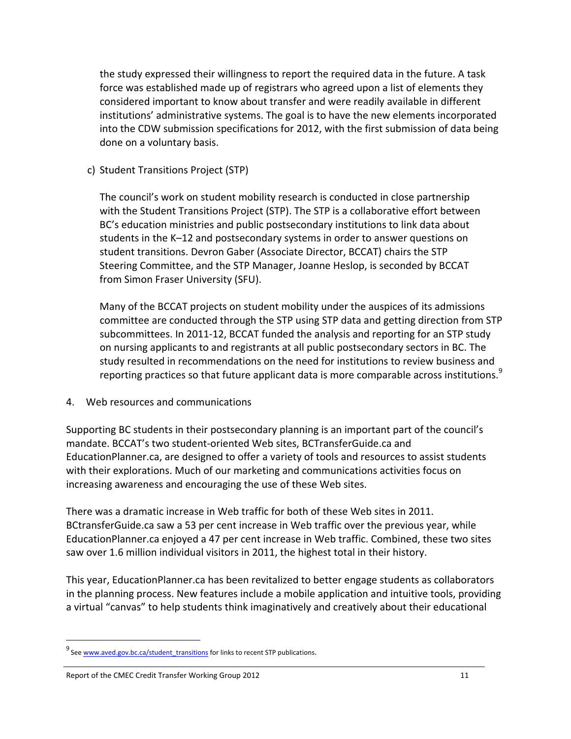the study expressed their willingness to report the required data in the future. A task force was established made up of registrars who agreed upon a list of elements they considered important to know about transfer and were readily available in different institutions' administrative systems. The goal is to have the new elements incorporated into the CDW submission specifications for 2012, with the first submission of data being done on a voluntary basis.

c) Student Transitions Project (STP)

The council's work on student mobility research is conducted in close partnership with the Student Transitions Project (STP). The STP is a collaborative effort between BC's education ministries and public postsecondary institutions to link data about students in the K–12 and postsecondary systems in order to answer questions on student transitions. Devron Gaber (Associate Director, BCCAT) chairs the STP Steering Committee, and the STP Manager, Joanne Heslop, is seconded by BCCAT from Simon Fraser University (SFU).

Many of the BCCAT projects on student mobility under the auspices of its admissions committee are conducted through the STP using STP data and getting direction from STP subcommittees. In 2011-12, BCCAT funded the analysis and reporting for an STP study on nursing applicants to and registrants at all public postsecondary sectors in BC. The study resulted in recommendations on the need for institutions to review business and reporting practices so that future applicant data is more comparable across institutions.[9]

4. Web resources and communications

Supporting BC students in their postsecondary planning is an important part of the council's mandate. BCCAT's two student-oriented Web sites, BCTransferGuide.ca and EducationPlanner.ca, are designed to offer a variety of tools and resources to assist students with their explorations. Much of our marketing and communications activities focus on increasing awareness and encouraging the use of these Web sites.

There was a dramatic increase in Web traffic for both of these Web sites in 2011. BCtransferGuide.ca saw a 53 per cent increase in Web traffic over the previous year, while EducationPlanner.ca enjoyed a 47 per cent increase in Web traffic. Combined, these two sites saw over 1.6 million individual visitors in 2011, the highest total in their history.

This year, EducationPlanner.ca has been revitalized to better engage students as collaborators in the planning process. New features include a mobile application and intuitive tools, providing a virtual "canvas" to help students think imaginatively and creatively about their educational

[9] See www.aved.gov.bc.ca/student_transitions for links to recent STP publications.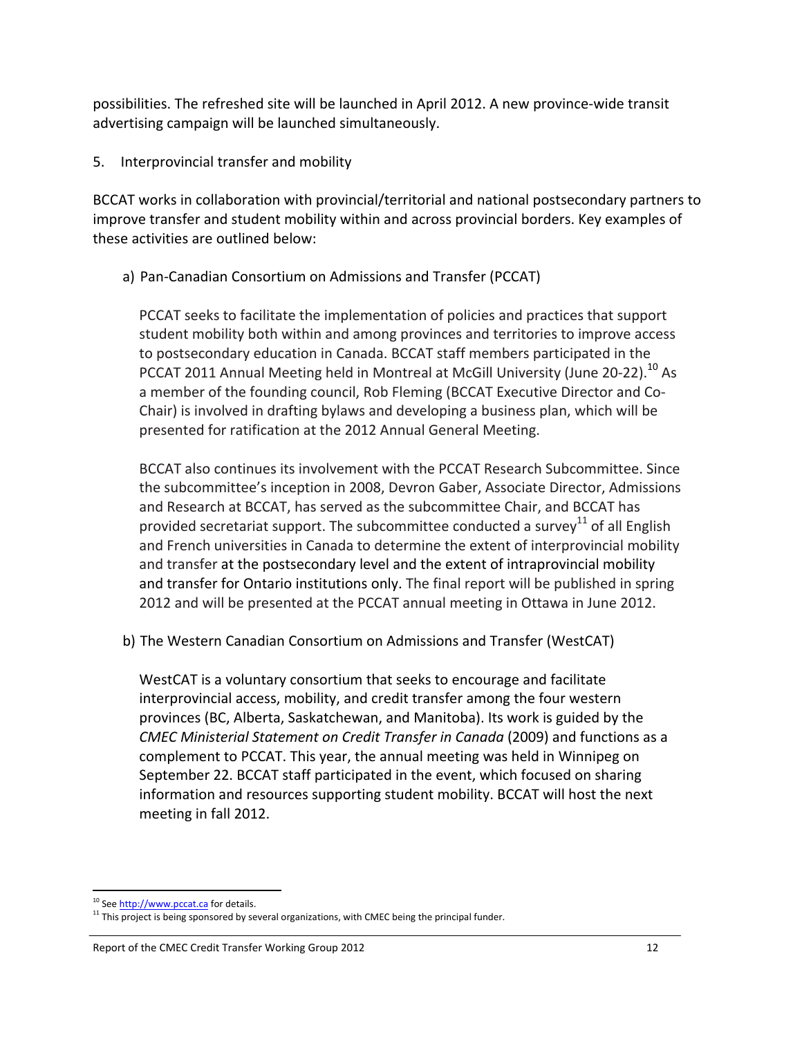possibilities. The refreshed site will be launched in April 2012. A new province-wide transit advertising campaign will be launched simultaneously.

5. Interprovincial transfer and mobility

BCCAT works in collaboration with provincial/territorial and national postsecondary partners to improve transfer and student mobility within and across provincial borders. Key examples of these activities are outlined below:

a) Pan-Canadian Consortium on Admissions and Transfer (PCCAT)

PCCAT seeks to facilitate the implementation of policies and practices that support student mobility both within and among provinces and territories to improve access to postsecondary education in Canada. BCCAT staff members participated in the PCCAT 2011 Annual Meeting held in Montreal at McGill University (June 20-22).[10] As a member of the founding council, Rob Fleming (BCCAT Executive Director and Co-Chair) is involved in drafting bylaws and developing a business plan, which will be presented for ratification at the 2012 Annual General Meeting.

BCCAT also continues its involvement with the PCCAT Research Subcommittee. Since the subcommittee's inception in 2008, Devron Gaber, Associate Director, Admissions and Research at BCCAT, has served as the subcommittee Chair, and BCCAT has provided secretariat support. The subcommittee conducted a survey[11] of all English and French universities in Canada to determine the extent of interprovincial mobility and transfer at the postsecondary level and the extent of intraprovincial mobility and transfer for Ontario institutions only. The final report will be published in spring 2012 and will be presented at the PCCAT annual meeting in Ottawa in June 2012.

b) The Western Canadian Consortium on Admissions and Transfer (WestCAT)

WestCAT is a voluntary consortium that seeks to encourage and facilitate interprovincial access, mobility, and credit transfer among the four western provinces (BC, Alberta, Saskatchewan, and Manitoba). Its work is guided by the *CMEC Ministerial Statement on Credit Transfer in Canada* (2009) and functions as a complement to PCCAT. This year, the annual meeting was held in Winnipeg on September 22. BCCAT staff participated in the event, which focused on sharing information and resources supporting student mobility. BCCAT will host the next meeting in fall 2012.

---

[10] See http://www.pccat.ca for details.

[11] This project is being sponsored by several organizations, with CMEC being the principal funder.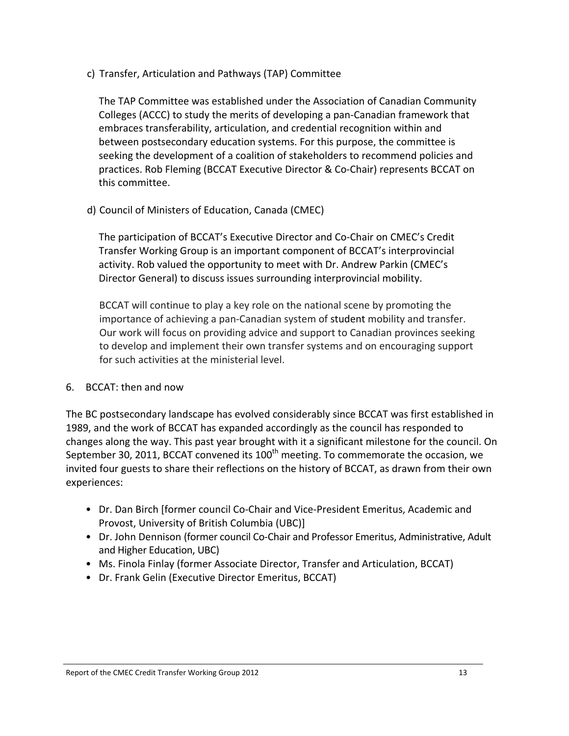c) Transfer, Articulation and Pathways (TAP) Committee

The TAP Committee was established under the Association of Canadian Community Colleges (ACCC) to study the merits of developing a pan-Canadian framework that embraces transferability, articulation, and credential recognition within and between postsecondary education systems. For this purpose, the committee is seeking the development of a coalition of stakeholders to recommend policies and practices. Rob Fleming (BCCAT Executive Director & Co-Chair) represents BCCAT on this committee.

d) Council of Ministers of Education, Canada (CMEC)

The participation of BCCAT's Executive Director and Co-Chair on CMEC's Credit Transfer Working Group is an important component of BCCAT's interprovincial activity. Rob valued the opportunity to meet with Dr. Andrew Parkin (CMEC's Director General) to discuss issues surrounding interprovincial mobility.

BCCAT will continue to play a key role on the national scene by promoting the importance of achieving a pan-Canadian system of student mobility and transfer. Our work will focus on providing advice and support to Canadian provinces seeking to develop and implement their own transfer systems and on encouraging support for such activities at the ministerial level.

## 6. BCCAT: then and now

The BC postsecondary landscape has evolved considerably since BCCAT was first established in 1989, and the work of BCCAT has expanded accordingly as the council has responded to changes along the way. This past year brought with it a significant milestone for the council. On September 30, 2011, BCCAT convened its 100th meeting. To commemorate the occasion, we invited four guests to share their reflections on the history of BCCAT, as drawn from their own experiences:

- Dr. Dan Birch [former council Co-Chair and Vice-President Emeritus, Academic and Provost, University of British Columbia (UBC)]
- Dr. John Dennison (former council Co-Chair and Professor Emeritus, Administrative, Adult and Higher Education, UBC)
- Ms. Finola Finlay (former Associate Director, Transfer and Articulation, BCCAT)
- Dr. Frank Gelin (Executive Director Emeritus, BCCAT)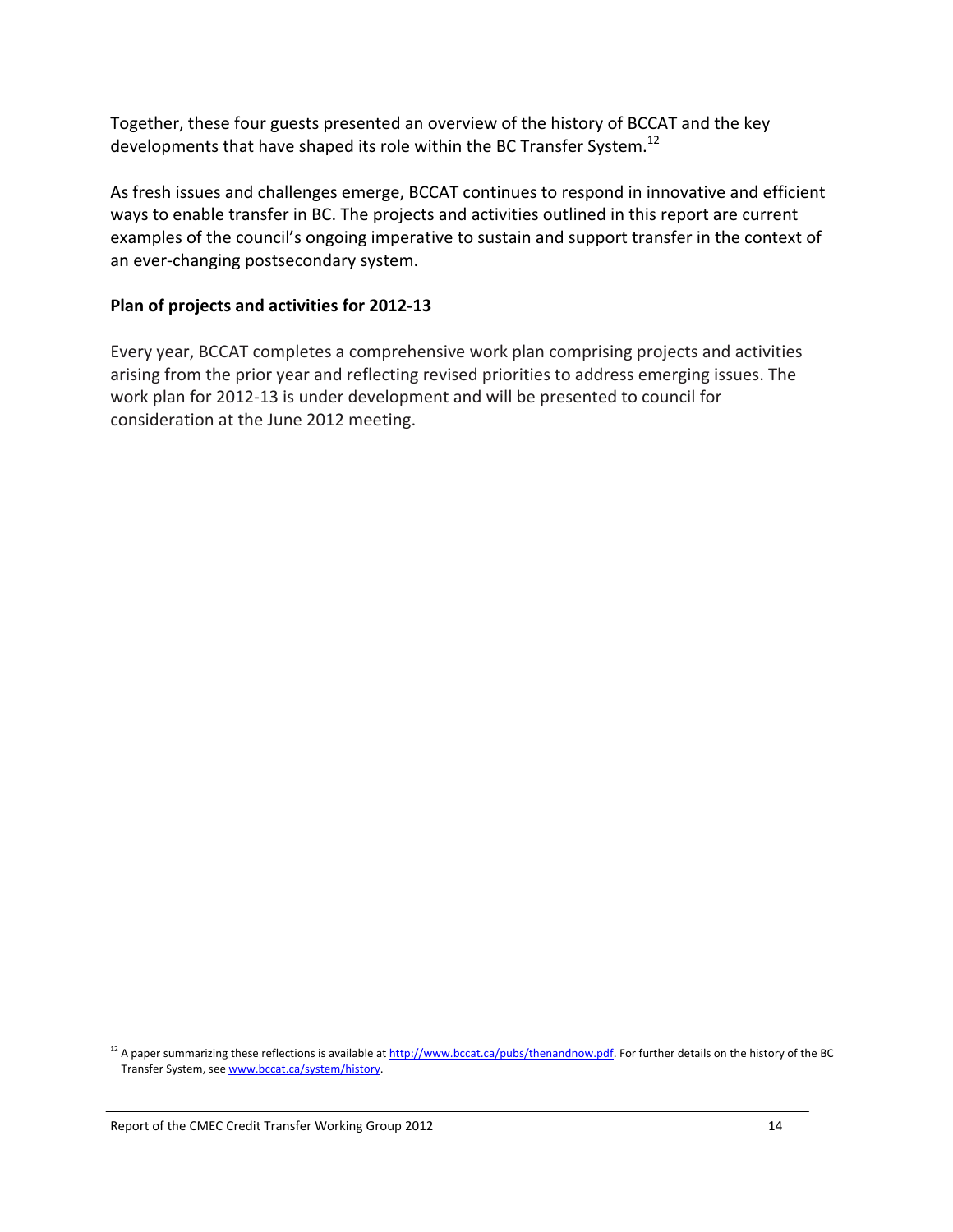Together, these four guests presented an overview of the history of BCCAT and the key developments that have shaped its role within the BC Transfer System.[12]

As fresh issues and challenges emerge, BCCAT continues to respond in innovative and efficient ways to enable transfer in BC. The projects and activities outlined in this report are current examples of the council's ongoing imperative to sustain and support transfer in the context of an ever-changing postsecondary system.

**Plan of projects and activities for 2012-13**

Every year, BCCAT completes a comprehensive work plan comprising projects and activities arising from the prior year and reflecting revised priorities to address emerging issues. The work plan for 2012-13 is under development and will be presented to council for consideration at the June 2012 meeting.

---

[12] A paper summarizing these reflections is available at http://www.bccat.ca/pubs/thenandnow.pdf. For further details on the history of the BC Transfer System, see www.bccat.ca/system/history.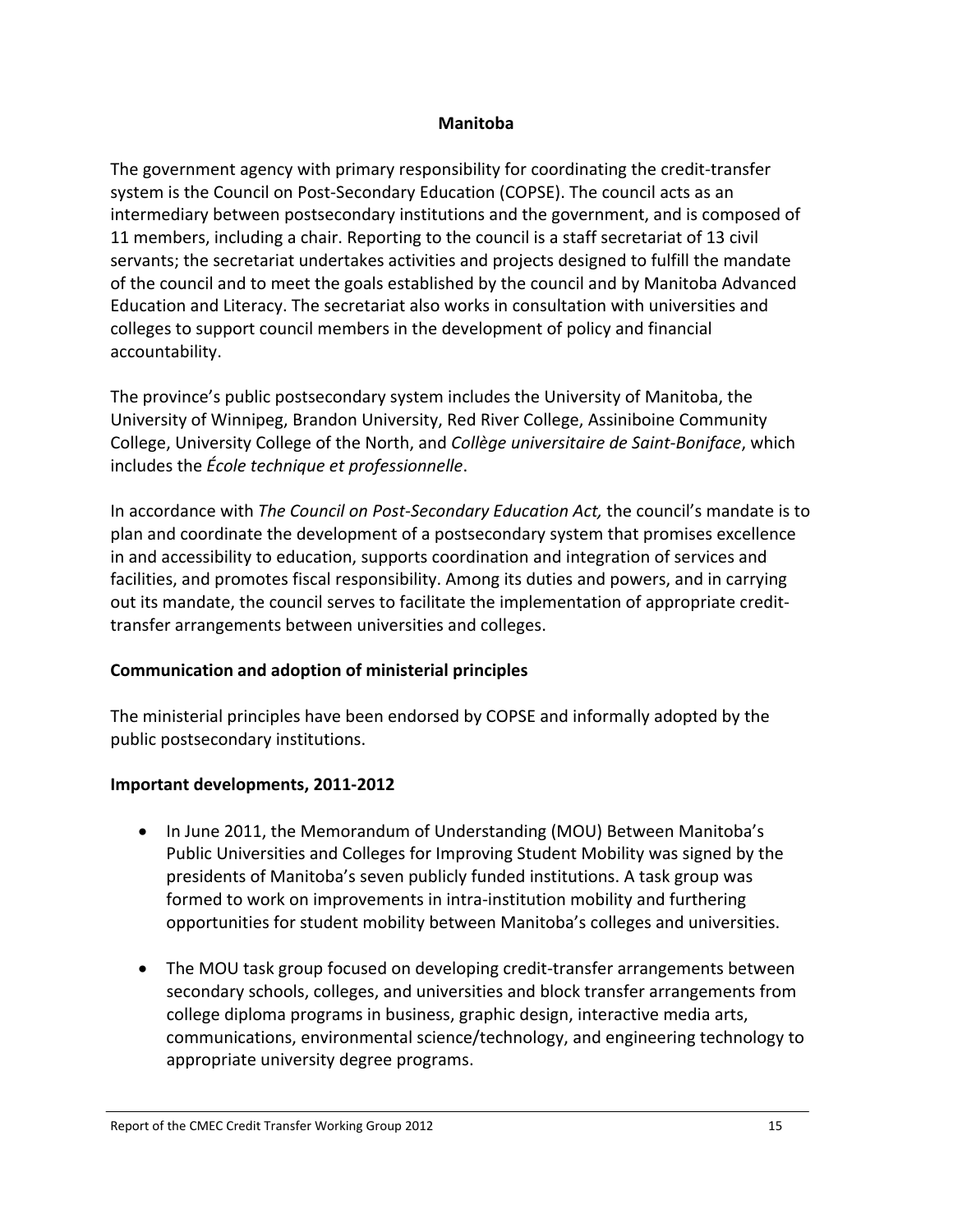## Manitoba

The government agency with primary responsibility for coordinating the credit-transfer system is the Council on Post-Secondary Education (COPSE). The council acts as an intermediary between postsecondary institutions and the government, and is composed of 11 members, including a chair. Reporting to the council is a staff secretariat of 13 civil servants; the secretariat undertakes activities and projects designed to fulfill the mandate of the council and to meet the goals established by the council and by Manitoba Advanced Education and Literacy. The secretariat also works in consultation with universities and colleges to support council members in the development of policy and financial accountability.

The province's public postsecondary system includes the University of Manitoba, the University of Winnipeg, Brandon University, Red River College, Assiniboine Community College, University College of the North, and *Collège universitaire de Saint-Boniface*, which includes the *École technique et professionnelle*.

In accordance with *The Council on Post-Secondary Education Act,* the council's mandate is to plan and coordinate the development of a postsecondary system that promises excellence in and accessibility to education, supports coordination and integration of services and facilities, and promotes fiscal responsibility. Among its duties and powers, and in carrying out its mandate, the council serves to facilitate the implementation of appropriate credit-transfer arrangements between universities and colleges.

### Communication and adoption of ministerial principles

The ministerial principles have been endorsed by COPSE and informally adopted by the public postsecondary institutions.

### Important developments, 2011-2012

- In June 2011, the Memorandum of Understanding (MOU) Between Manitoba's Public Universities and Colleges for Improving Student Mobility was signed by the presidents of Manitoba's seven publicly funded institutions. A task group was formed to work on improvements in intra-institution mobility and furthering opportunities for student mobility between Manitoba's colleges and universities.
- The MOU task group focused on developing credit-transfer arrangements between secondary schools, colleges, and universities and block transfer arrangements from college diploma programs in business, graphic design, interactive media arts, communications, environmental science/technology, and engineering technology to appropriate university degree programs.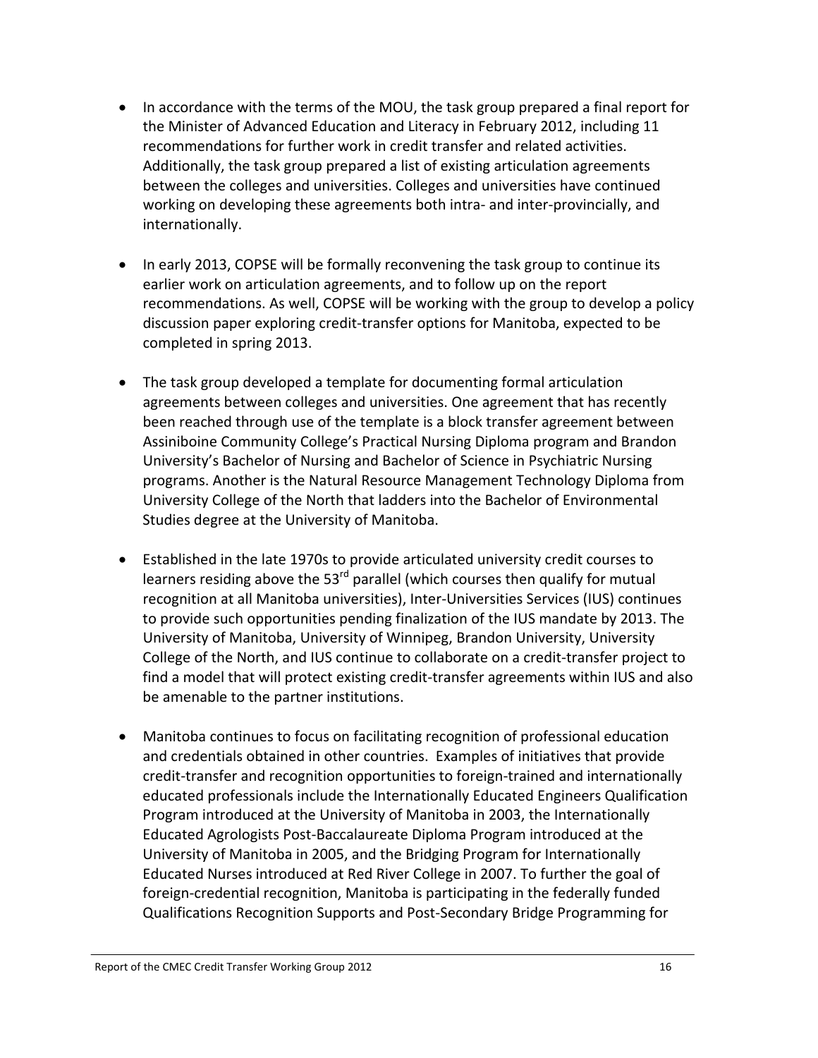- In accordance with the terms of the MOU, the task group prepared a final report for the Minister of Advanced Education and Literacy in February 2012, including 11 recommendations for further work in credit transfer and related activities. Additionally, the task group prepared a list of existing articulation agreements between the colleges and universities. Colleges and universities have continued working on developing these agreements both intra- and inter-provincially, and internationally.

- In early 2013, COPSE will be formally reconvening the task group to continue its earlier work on articulation agreements, and to follow up on the report recommendations. As well, COPSE will be working with the group to develop a policy discussion paper exploring credit-transfer options for Manitoba, expected to be completed in spring 2013.

- The task group developed a template for documenting formal articulation agreements between colleges and universities. One agreement that has recently been reached through use of the template is a block transfer agreement between Assiniboine Community College's Practical Nursing Diploma program and Brandon University's Bachelor of Nursing and Bachelor of Science in Psychiatric Nursing programs. Another is the Natural Resource Management Technology Diploma from University College of the North that ladders into the Bachelor of Environmental Studies degree at the University of Manitoba.

- Established in the late 1970s to provide articulated university credit courses to learners residing above the 53rd parallel (which courses then qualify for mutual recognition at all Manitoba universities), Inter-Universities Services (IUS) continues to provide such opportunities pending finalization of the IUS mandate by 2013. The University of Manitoba, University of Winnipeg, Brandon University, University College of the North, and IUS continue to collaborate on a credit-transfer project to find a model that will protect existing credit-transfer agreements within IUS and also be amenable to the partner institutions.

- Manitoba continues to focus on facilitating recognition of professional education and credentials obtained in other countries. Examples of initiatives that provide credit-transfer and recognition opportunities to foreign-trained and internationally educated professionals include the Internationally Educated Engineers Qualification Program introduced at the University of Manitoba in 2003, the Internationally Educated Agrologists Post-Baccalaureate Diploma Program introduced at the University of Manitoba in 2005, and the Bridging Program for Internationally Educated Nurses introduced at Red River College in 2007. To further the goal of foreign-credential recognition, Manitoba is participating in the federally funded Qualifications Recognition Supports and Post-Secondary Bridge Programming for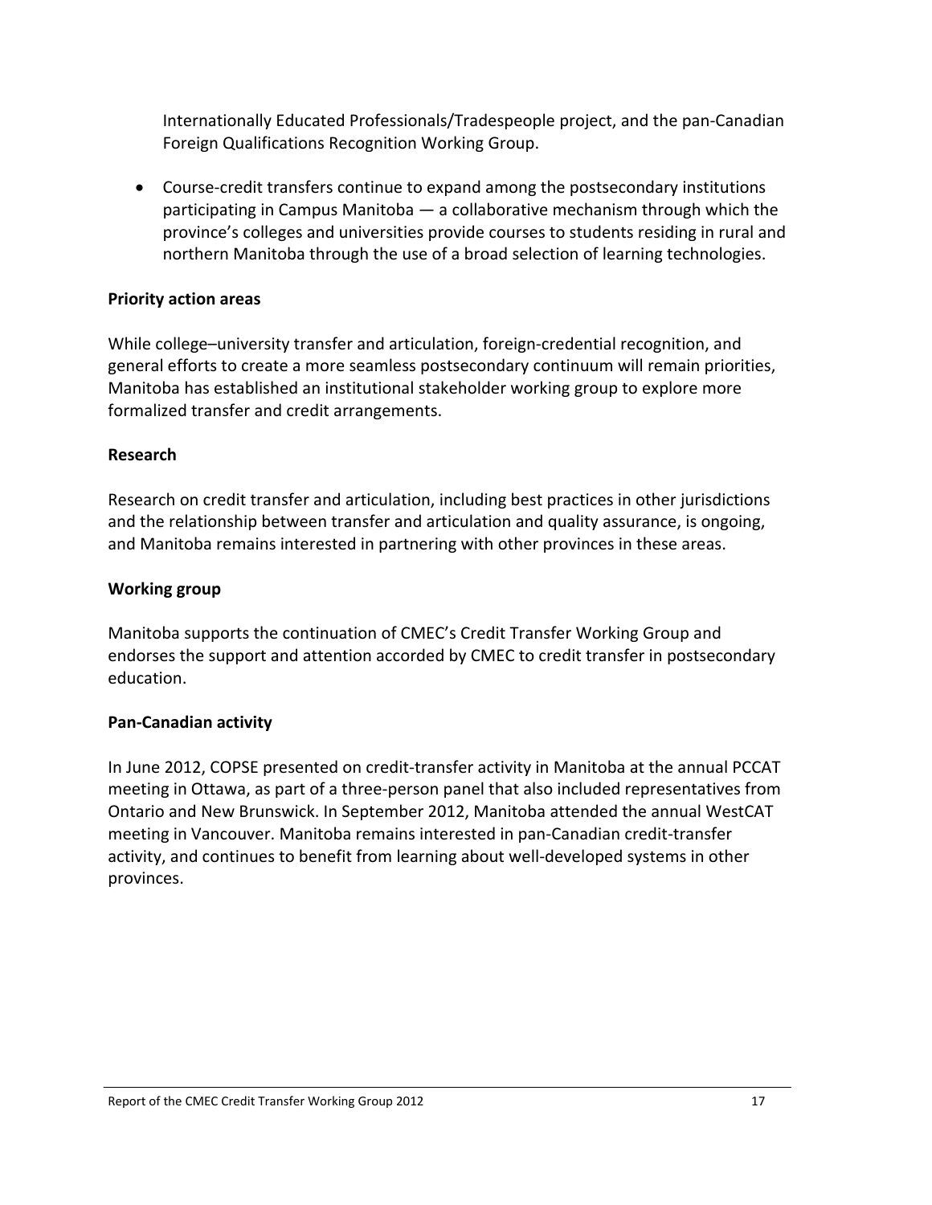Internationally Educated Professionals/Tradespeople project, and the pan-Canadian Foreign Qualifications Recognition Working Group.

- Course-credit transfers continue to expand among the postsecondary institutions participating in Campus Manitoba — a collaborative mechanism through which the province's colleges and universities provide courses to students residing in rural and northern Manitoba through the use of a broad selection of learning technologies.

**Priority action areas**

While college–university transfer and articulation, foreign-credential recognition, and general efforts to create a more seamless postsecondary continuum will remain priorities, Manitoba has established an institutional stakeholder working group to explore more formalized transfer and credit arrangements.

**Research**

Research on credit transfer and articulation, including best practices in other jurisdictions and the relationship between transfer and articulation and quality assurance, is ongoing, and Manitoba remains interested in partnering with other provinces in these areas.

**Working group**

Manitoba supports the continuation of CMEC's Credit Transfer Working Group and endorses the support and attention accorded by CMEC to credit transfer in postsecondary education.

**Pan-Canadian activity**

In June 2012, COPSE presented on credit-transfer activity in Manitoba at the annual PCCAT meeting in Ottawa, as part of a three-person panel that also included representatives from Ontario and New Brunswick. In September 2012, Manitoba attended the annual WestCAT meeting in Vancouver. Manitoba remains interested in pan-Canadian credit-transfer activity, and continues to benefit from learning about well-developed systems in other provinces.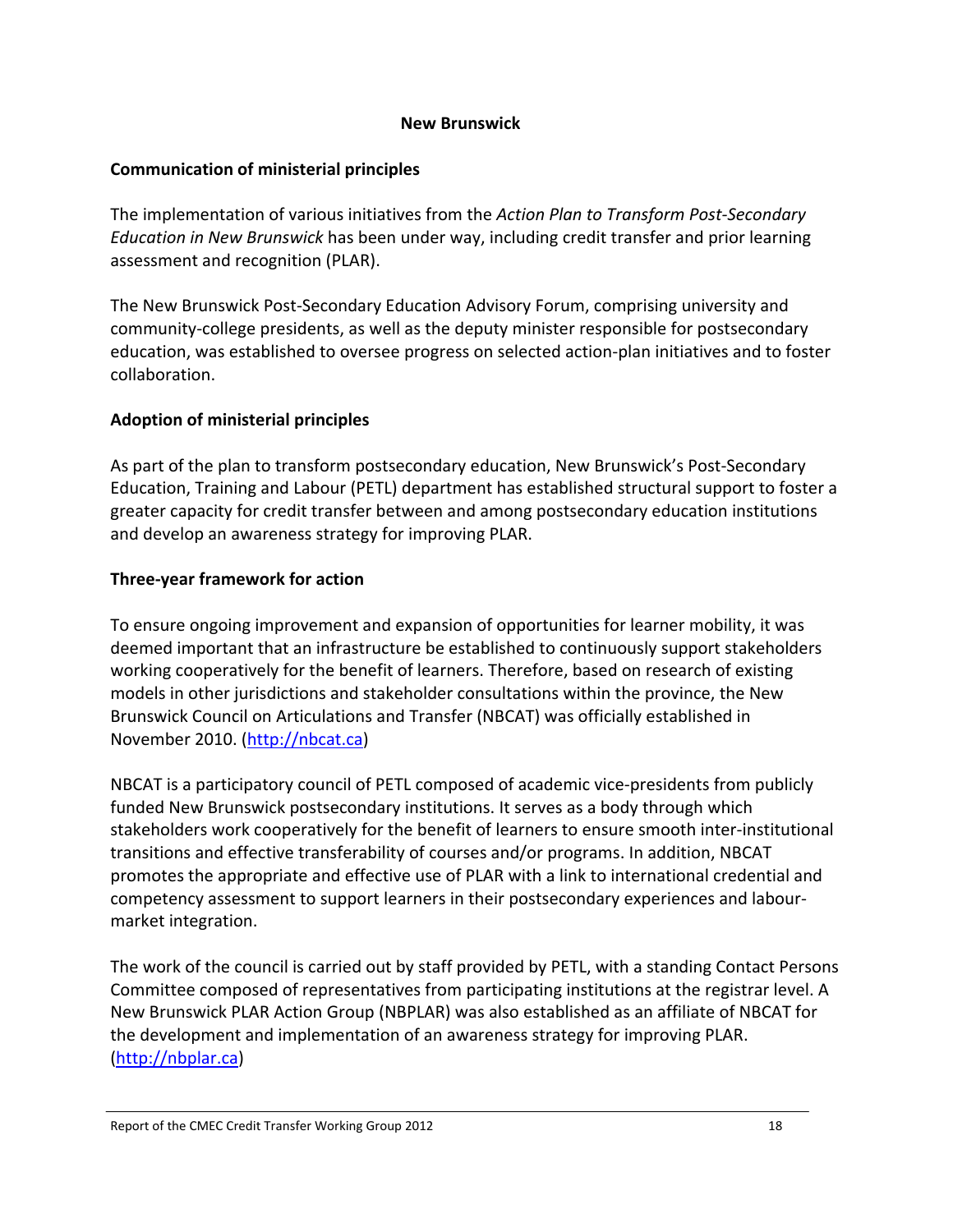## New Brunswick

### Communication of ministerial principles

The implementation of various initiatives from the *Action Plan to Transform Post-Secondary Education in New Brunswick* has been under way, including credit transfer and prior learning assessment and recognition (PLAR).

The New Brunswick Post-Secondary Education Advisory Forum, comprising university and community-college presidents, as well as the deputy minister responsible for postsecondary education, was established to oversee progress on selected action-plan initiatives and to foster collaboration.

### Adoption of ministerial principles

As part of the plan to transform postsecondary education, New Brunswick's Post-Secondary Education, Training and Labour (PETL) department has established structural support to foster a greater capacity for credit transfer between and among postsecondary education institutions and develop an awareness strategy for improving PLAR.

### Three-year framework for action

To ensure ongoing improvement and expansion of opportunities for learner mobility, it was deemed important that an infrastructure be established to continuously support stakeholders working cooperatively for the benefit of learners. Therefore, based on research of existing models in other jurisdictions and stakeholder consultations within the province, the New Brunswick Council on Articulations and Transfer (NBCAT) was officially established in November 2010. ([http://nbcat.ca](http://nbcat.ca))

NBCAT is a participatory council of PETL composed of academic vice-presidents from publicly funded New Brunswick postsecondary institutions. It serves as a body through which stakeholders work cooperatively for the benefit of learners to ensure smooth inter-institutional transitions and effective transferability of courses and/or programs. In addition, NBCAT promotes the appropriate and effective use of PLAR with a link to international credential and competency assessment to support learners in their postsecondary experiences and labour-market integration.

The work of the council is carried out by staff provided by PETL, with a standing Contact Persons Committee composed of representatives from participating institutions at the registrar level. A New Brunswick PLAR Action Group (NBPLAR) was also established as an affiliate of NBCAT for the development and implementation of an awareness strategy for improving PLAR. ([http://nbplar.ca](http://nbplar.ca))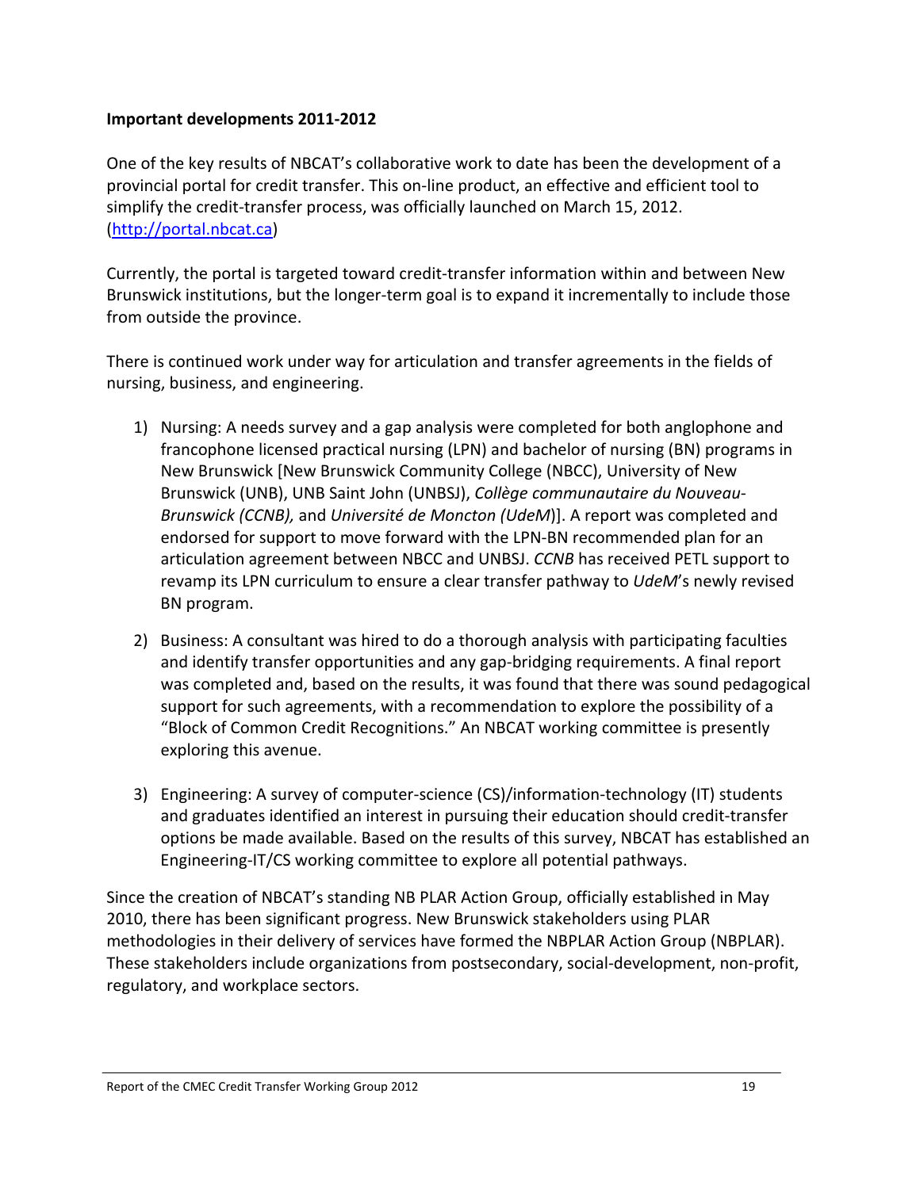**Important developments 2011-2012**

One of the key results of NBCAT's collaborative work to date has been the development of a provincial portal for credit transfer. This on-line product, an effective and efficient tool to simplify the credit-transfer process, was officially launched on March 15, 2012. (http://portal.nbcat.ca)

Currently, the portal is targeted toward credit-transfer information within and between New Brunswick institutions, but the longer-term goal is to expand it incrementally to include those from outside the province.

There is continued work under way for articulation and transfer agreements in the fields of nursing, business, and engineering.

1) Nursing: A needs survey and a gap analysis were completed for both anglophone and francophone licensed practical nursing (LPN) and bachelor of nursing (BN) programs in New Brunswick [New Brunswick Community College (NBCC), University of New Brunswick (UNB), UNB Saint John (UNBSJ), *Collège communautaire du Nouveau-Brunswick (CCNB),* and *Université de Moncton (UdeM)*]. A report was completed and endorsed for support to move forward with the LPN-BN recommended plan for an articulation agreement between NBCC and UNBSJ. *CCNB* has received PETL support to revamp its LPN curriculum to ensure a clear transfer pathway to *UdeM*'s newly revised BN program.

2) Business: A consultant was hired to do a thorough analysis with participating faculties and identify transfer opportunities and any gap-bridging requirements. A final report was completed and, based on the results, it was found that there was sound pedagogical support for such agreements, with a recommendation to explore the possibility of a "Block of Common Credit Recognitions." An NBCAT working committee is presently exploring this avenue.

3) Engineering: A survey of computer-science (CS)/information-technology (IT) students and graduates identified an interest in pursuing their education should credit-transfer options be made available. Based on the results of this survey, NBCAT has established an Engineering-IT/CS working committee to explore all potential pathways.

Since the creation of NBCAT's standing NB PLAR Action Group, officially established in May 2010, there has been significant progress. New Brunswick stakeholders using PLAR methodologies in their delivery of services have formed the NBPLAR Action Group (NBPLAR). These stakeholders include organizations from postsecondary, social-development, non-profit, regulatory, and workplace sectors.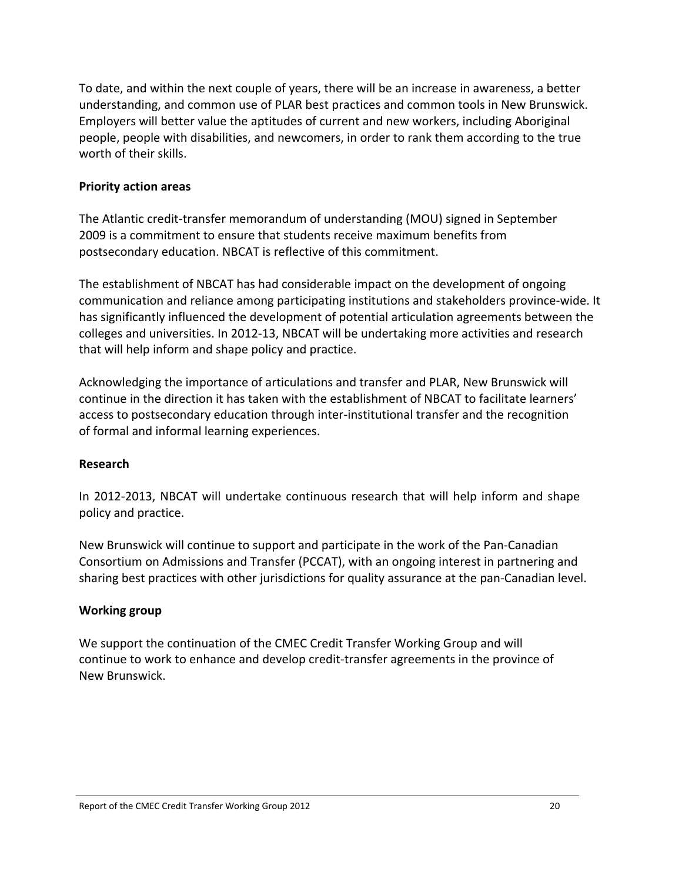To date, and within the next couple of years, there will be an increase in awareness, a better understanding, and common use of PLAR best practices and common tools in New Brunswick. Employers will better value the aptitudes of current and new workers, including Aboriginal people, people with disabilities, and newcomers, in order to rank them according to the true worth of their skills.

**Priority action areas**

The Atlantic credit-transfer memorandum of understanding (MOU) signed in September 2009 is a commitment to ensure that students receive maximum benefits from postsecondary education. NBCAT is reflective of this commitment.

The establishment of NBCAT has had considerable impact on the development of ongoing communication and reliance among participating institutions and stakeholders province-wide. It has significantly influenced the development of potential articulation agreements between the colleges and universities. In 2012-13, NBCAT will be undertaking more activities and research that will help inform and shape policy and practice.

Acknowledging the importance of articulations and transfer and PLAR, New Brunswick will continue in the direction it has taken with the establishment of NBCAT to facilitate learners' access to postsecondary education through inter-institutional transfer and the recognition of formal and informal learning experiences.

**Research**

In 2012-2013, NBCAT will undertake continuous research that will help inform and shape policy and practice.

New Brunswick will continue to support and participate in the work of the Pan-Canadian Consortium on Admissions and Transfer (PCCAT), with an ongoing interest in partnering and sharing best practices with other jurisdictions for quality assurance at the pan-Canadian level.

**Working group**

We support the continuation of the CMEC Credit Transfer Working Group and will continue to work to enhance and develop credit-transfer agreements in the province of New Brunswick.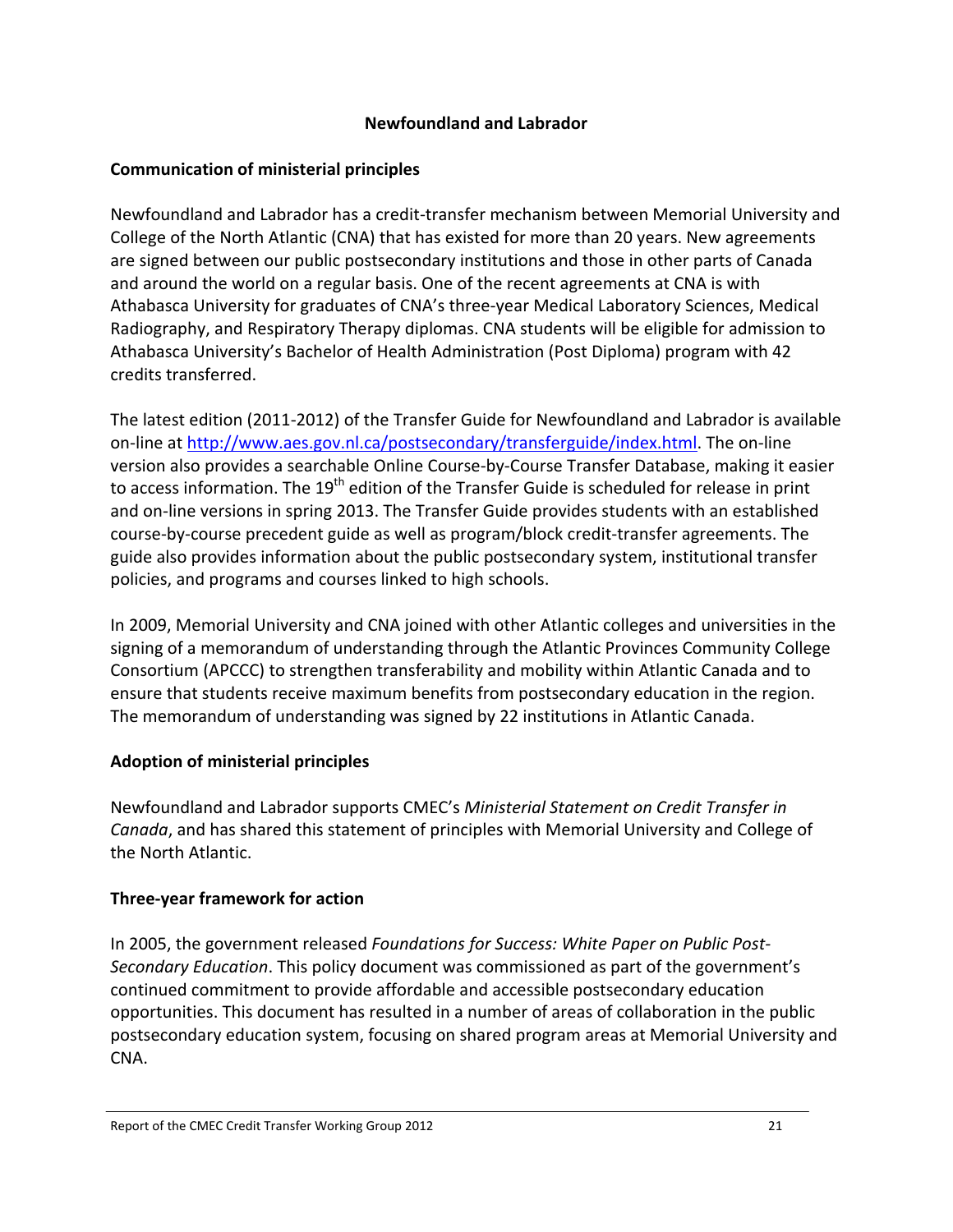## Newfoundland and Labrador

### Communication of ministerial principles

Newfoundland and Labrador has a credit-transfer mechanism between Memorial University and College of the North Atlantic (CNA) that has existed for more than 20 years. New agreements are signed between our public postsecondary institutions and those in other parts of Canada and around the world on a regular basis. One of the recent agreements at CNA is with Athabasca University for graduates of CNA's three-year Medical Laboratory Sciences, Medical Radiography, and Respiratory Therapy diplomas. CNA students will be eligible for admission to Athabasca University's Bachelor of Health Administration (Post Diploma) program with 42 credits transferred.

The latest edition (2011-2012) of the Transfer Guide for Newfoundland and Labrador is available on-line at [http://www.aes.gov.nl.ca/postsecondary/transferguide/index.html](http://www.aes.gov.nl.ca/postsecondary/transferguide/index.html). The on-line version also provides a searchable Online Course-by-Course Transfer Database, making it easier to access information. The 19th edition of the Transfer Guide is scheduled for release in print and on-line versions in spring 2013. The Transfer Guide provides students with an established course-by-course precedent guide as well as program/block credit-transfer agreements. The guide also provides information about the public postsecondary system, institutional transfer policies, and programs and courses linked to high schools.

In 2009, Memorial University and CNA joined with other Atlantic colleges and universities in the signing of a memorandum of understanding through the Atlantic Provinces Community College Consortium (APCCC) to strengthen transferability and mobility within Atlantic Canada and to ensure that students receive maximum benefits from postsecondary education in the region. The memorandum of understanding was signed by 22 institutions in Atlantic Canada.

### Adoption of ministerial principles

Newfoundland and Labrador supports CMEC's *Ministerial Statement on Credit Transfer in Canada*, and has shared this statement of principles with Memorial University and College of the North Atlantic.

### Three-year framework for action

In 2005, the government released *Foundations for Success: White Paper on Public Post-Secondary Education*. This policy document was commissioned as part of the government's continued commitment to provide affordable and accessible postsecondary education opportunities. This document has resulted in a number of areas of collaboration in the public postsecondary education system, focusing on shared program areas at Memorial University and CNA.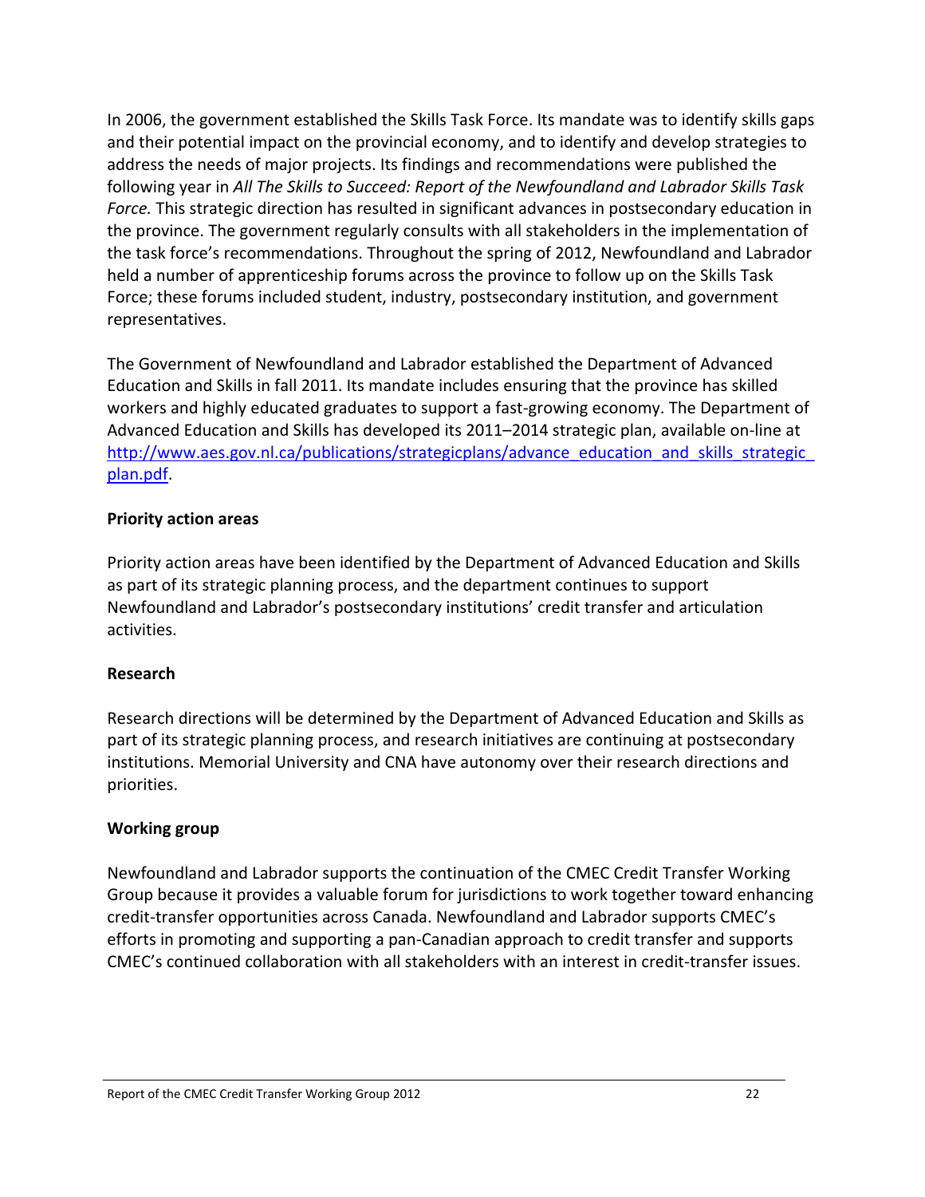In 2006, the government established the Skills Task Force. Its mandate was to identify skills gaps and their potential impact on the provincial economy, and to identify and develop strategies to address the needs of major projects. Its findings and recommendations were published the following year in *All The Skills to Succeed: Report of the Newfoundland and Labrador Skills Task Force.* This strategic direction has resulted in significant advances in postsecondary education in the province. The government regularly consults with all stakeholders in the implementation of the task force's recommendations. Throughout the spring of 2012, Newfoundland and Labrador held a number of apprenticeship forums across the province to follow up on the Skills Task Force; these forums included student, industry, postsecondary institution, and government representatives.

The Government of Newfoundland and Labrador established the Department of Advanced Education and Skills in fall 2011. Its mandate includes ensuring that the province has skilled workers and highly educated graduates to support a fast-growing economy. The Department of Advanced Education and Skills has developed its 2011–2014 strategic plan, available on-line at [http://www.aes.gov.nl.ca/publications/strategicplans/advance_education_and_skills_strategic_plan.pdf](http://www.aes.gov.nl.ca/publications/strategicplans/advance_education_and_skills_strategic_plan.pdf).

**Priority action areas**

Priority action areas have been identified by the Department of Advanced Education and Skills as part of its strategic planning process, and the department continues to support Newfoundland and Labrador's postsecondary institutions' credit transfer and articulation activities.

**Research**

Research directions will be determined by the Department of Advanced Education and Skills as part of its strategic planning process, and research initiatives are continuing at postsecondary institutions. Memorial University and CNA have autonomy over their research directions and priorities.

**Working group**

Newfoundland and Labrador supports the continuation of the CMEC Credit Transfer Working Group because it provides a valuable forum for jurisdictions to work together toward enhancing credit-transfer opportunities across Canada. Newfoundland and Labrador supports CMEC's efforts in promoting and supporting a pan-Canadian approach to credit transfer and supports CMEC's continued collaboration with all stakeholders with an interest in credit-transfer issues.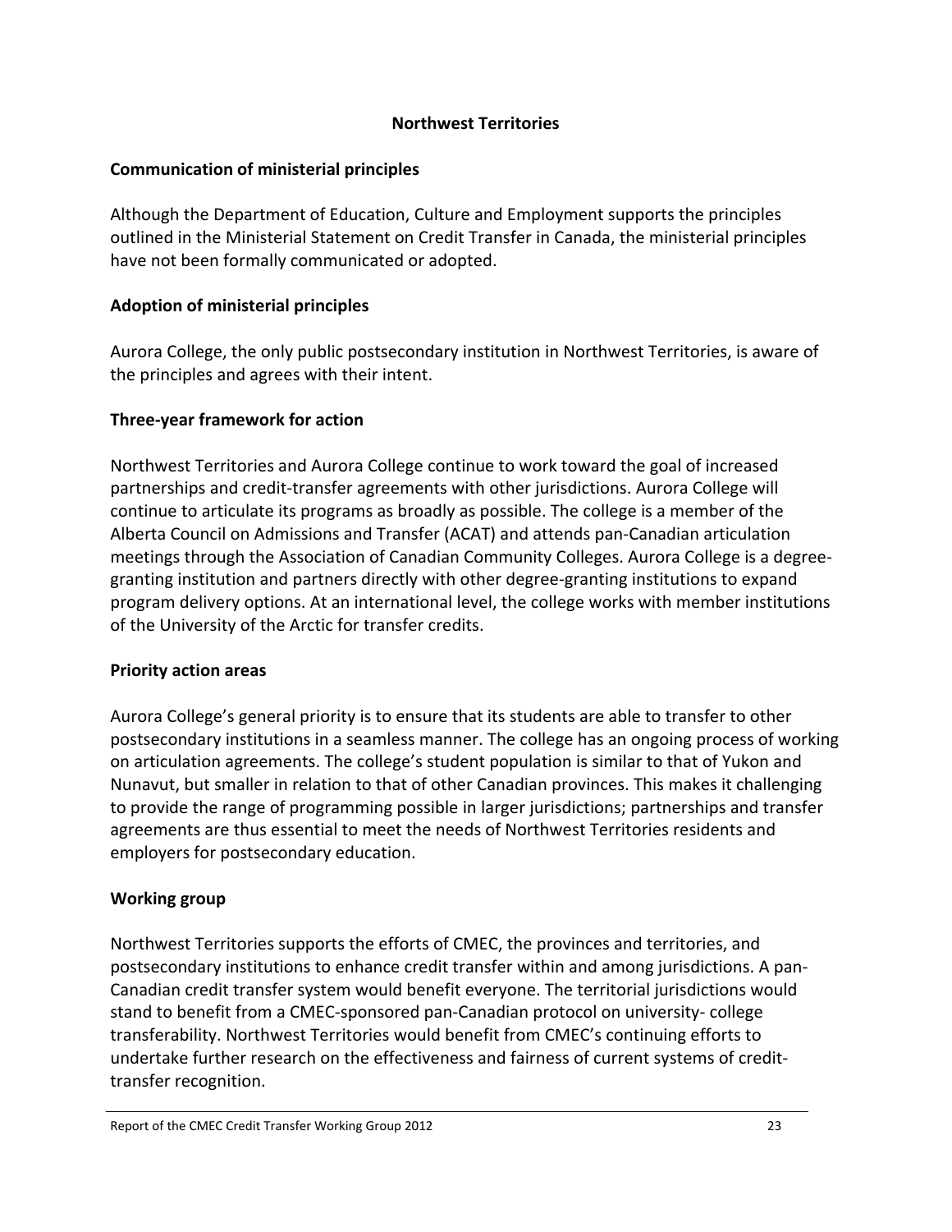## Northwest Territories

### Communication of ministerial principles

Although the Department of Education, Culture and Employment supports the principles outlined in the Ministerial Statement on Credit Transfer in Canada, the ministerial principles have not been formally communicated or adopted.

### Adoption of ministerial principles

Aurora College, the only public postsecondary institution in Northwest Territories, is aware of the principles and agrees with their intent.

### Three-year framework for action

Northwest Territories and Aurora College continue to work toward the goal of increased partnerships and credit-transfer agreements with other jurisdictions. Aurora College will continue to articulate its programs as broadly as possible. The college is a member of the Alberta Council on Admissions and Transfer (ACAT) and attends pan-Canadian articulation meetings through the Association of Canadian Community Colleges. Aurora College is a degree-granting institution and partners directly with other degree-granting institutions to expand program delivery options. At an international level, the college works with member institutions of the University of the Arctic for transfer credits.

### Priority action areas

Aurora College's general priority is to ensure that its students are able to transfer to other postsecondary institutions in a seamless manner. The college has an ongoing process of working on articulation agreements. The college's student population is similar to that of Yukon and Nunavut, but smaller in relation to that of other Canadian provinces. This makes it challenging to provide the range of programming possible in larger jurisdictions; partnerships and transfer agreements are thus essential to meet the needs of Northwest Territories residents and employers for postsecondary education.

### Working group

Northwest Territories supports the efforts of CMEC, the provinces and territories, and postsecondary institutions to enhance credit transfer within and among jurisdictions. A pan-Canadian credit transfer system would benefit everyone. The territorial jurisdictions would stand to benefit from a CMEC-sponsored pan-Canadian protocol on university- college transferability. Northwest Territories would benefit from CMEC's continuing efforts to undertake further research on the effectiveness and fairness of current systems of credit-transfer recognition.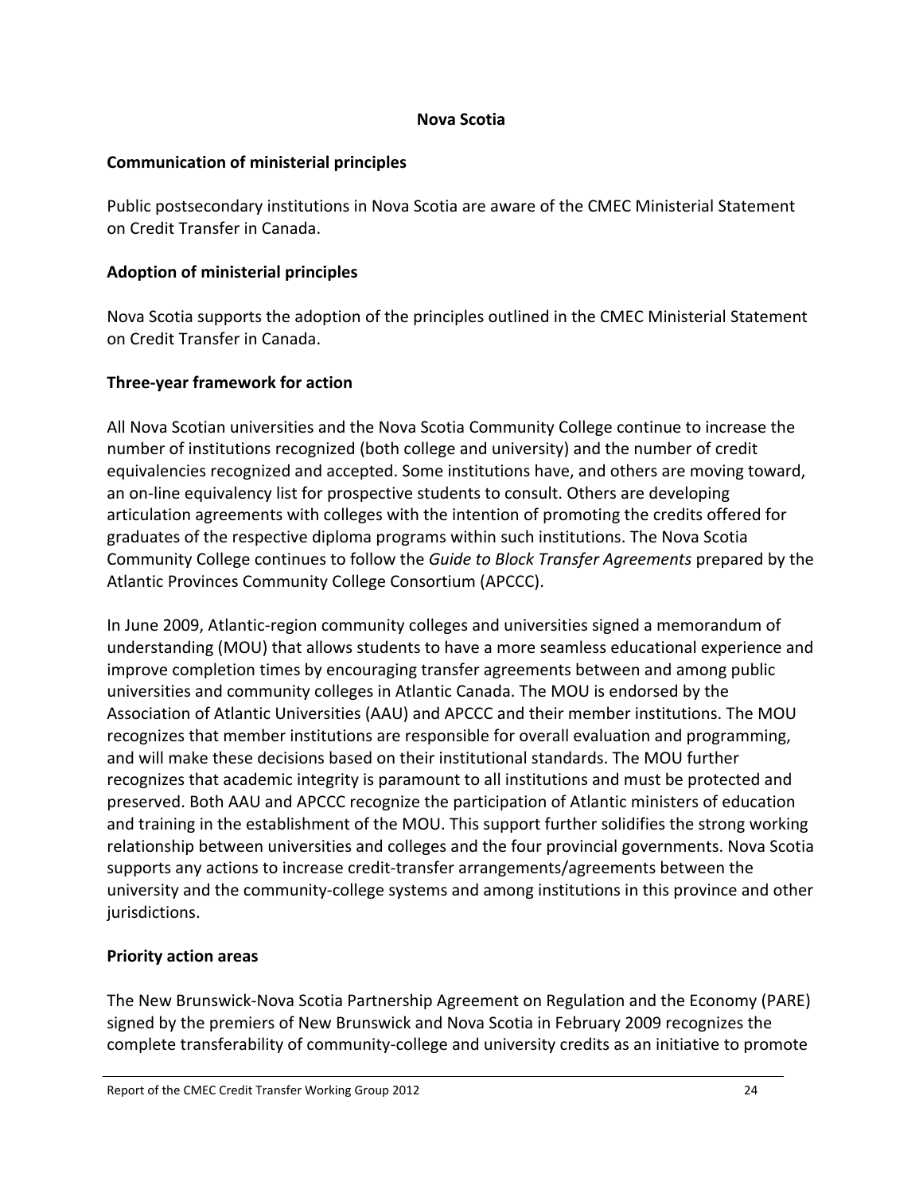# Nova Scotia

## Communication of ministerial principles

Public postsecondary institutions in Nova Scotia are aware of the CMEC Ministerial Statement on Credit Transfer in Canada.

## Adoption of ministerial principles

Nova Scotia supports the adoption of the principles outlined in the CMEC Ministerial Statement on Credit Transfer in Canada.

## Three-year framework for action

All Nova Scotian universities and the Nova Scotia Community College continue to increase the number of institutions recognized (both college and university) and the number of credit equivalencies recognized and accepted. Some institutions have, and others are moving toward, an on-line equivalency list for prospective students to consult. Others are developing articulation agreements with colleges with the intention of promoting the credits offered for graduates of the respective diploma programs within such institutions. The Nova Scotia Community College continues to follow the *Guide to Block Transfer Agreements* prepared by the Atlantic Provinces Community College Consortium (APCCC).

In June 2009, Atlantic-region community colleges and universities signed a memorandum of understanding (MOU) that allows students to have a more seamless educational experience and improve completion times by encouraging transfer agreements between and among public universities and community colleges in Atlantic Canada. The MOU is endorsed by the Association of Atlantic Universities (AAU) and APCCC and their member institutions. The MOU recognizes that member institutions are responsible for overall evaluation and programming, and will make these decisions based on their institutional standards. The MOU further recognizes that academic integrity is paramount to all institutions and must be protected and preserved. Both AAU and APCCC recognize the participation of Atlantic ministers of education and training in the establishment of the MOU. This support further solidifies the strong working relationship between universities and colleges and the four provincial governments. Nova Scotia supports any actions to increase credit-transfer arrangements/agreements between the university and the community-college systems and among institutions in this province and other jurisdictions.

## Priority action areas

The New Brunswick-Nova Scotia Partnership Agreement on Regulation and the Economy (PARE) signed by the premiers of New Brunswick and Nova Scotia in February 2009 recognizes the complete transferability of community-college and university credits as an initiative to promote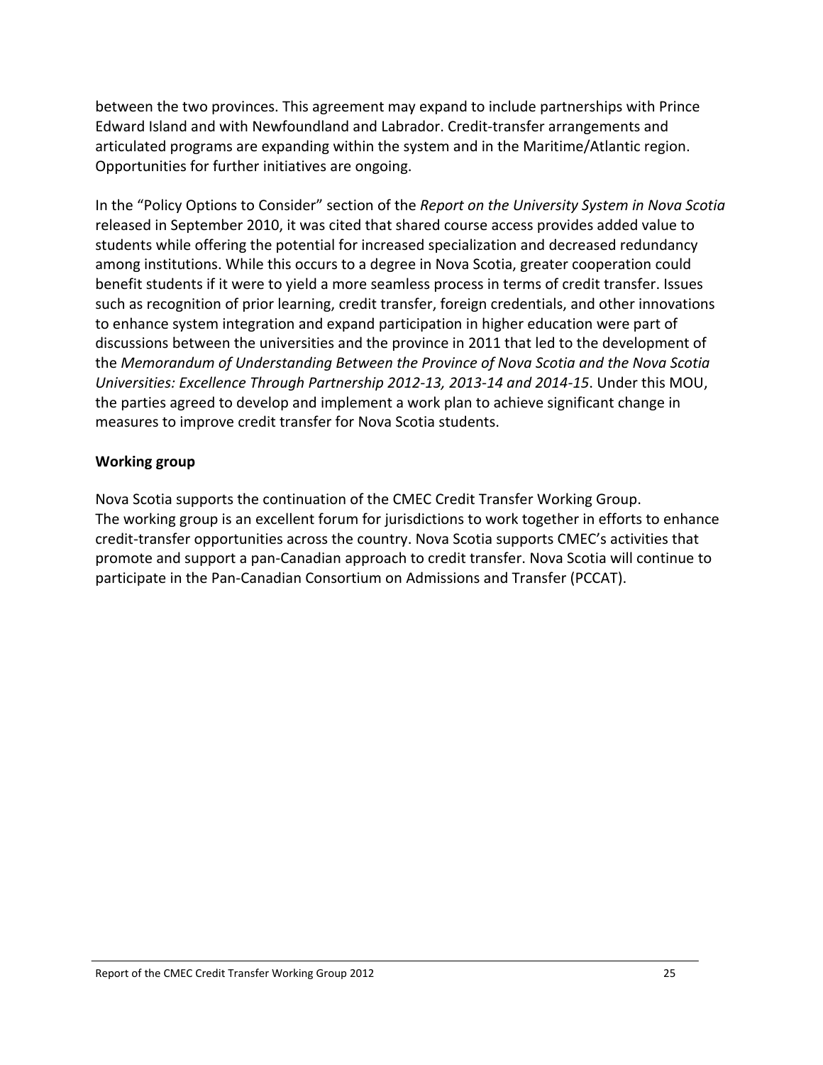between the two provinces. This agreement may expand to include partnerships with Prince Edward Island and with Newfoundland and Labrador. Credit-transfer arrangements and articulated programs are expanding within the system and in the Maritime/Atlantic region. Opportunities for further initiatives are ongoing.

In the "Policy Options to Consider" section of the *Report on the University System in Nova Scotia* released in September 2010, it was cited that shared course access provides added value to students while offering the potential for increased specialization and decreased redundancy among institutions. While this occurs to a degree in Nova Scotia, greater cooperation could benefit students if it were to yield a more seamless process in terms of credit transfer. Issues such as recognition of prior learning, credit transfer, foreign credentials, and other innovations to enhance system integration and expand participation in higher education were part of discussions between the universities and the province in 2011 that led to the development of the *Memorandum of Understanding Between the Province of Nova Scotia and the Nova Scotia Universities: Excellence Through Partnership 2012-13, 2013-14 and 2014-15*. Under this MOU, the parties agreed to develop and implement a work plan to achieve significant change in measures to improve credit transfer for Nova Scotia students.

**Working group**

Nova Scotia supports the continuation of the CMEC Credit Transfer Working Group. The working group is an excellent forum for jurisdictions to work together in efforts to enhance credit-transfer opportunities across the country. Nova Scotia supports CMEC's activities that promote and support a pan-Canadian approach to credit transfer. Nova Scotia will continue to participate in the Pan-Canadian Consortium on Admissions and Transfer (PCCAT).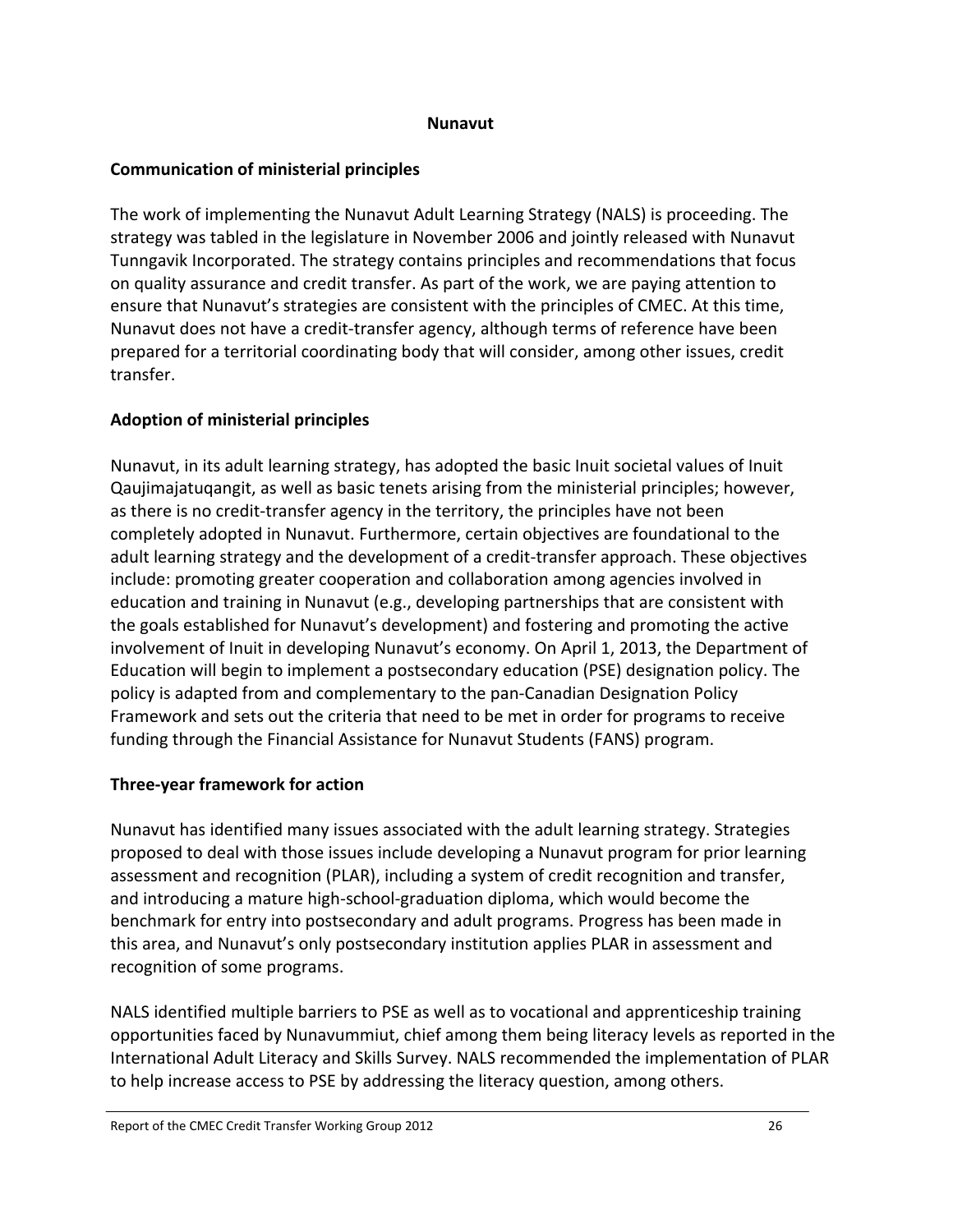# Nunavut

## Communication of ministerial principles

The work of implementing the Nunavut Adult Learning Strategy (NALS) is proceeding. The strategy was tabled in the legislature in November 2006 and jointly released with Nunavut Tunngavik Incorporated. The strategy contains principles and recommendations that focus on quality assurance and credit transfer. As part of the work, we are paying attention to ensure that Nunavut's strategies are consistent with the principles of CMEC. At this time, Nunavut does not have a credit-transfer agency, although terms of reference have been prepared for a territorial coordinating body that will consider, among other issues, credit transfer.

## Adoption of ministerial principles

Nunavut, in its adult learning strategy, has adopted the basic Inuit societal values of Inuit Qaujimajatuqangit, as well as basic tenets arising from the ministerial principles; however, as there is no credit-transfer agency in the territory, the principles have not been completely adopted in Nunavut. Furthermore, certain objectives are foundational to the adult learning strategy and the development of a credit-transfer approach. These objectives include: promoting greater cooperation and collaboration among agencies involved in education and training in Nunavut (e.g., developing partnerships that are consistent with the goals established for Nunavut's development) and fostering and promoting the active involvement of Inuit in developing Nunavut's economy. On April 1, 2013, the Department of Education will begin to implement a postsecondary education (PSE) designation policy. The policy is adapted from and complementary to the pan-Canadian Designation Policy Framework and sets out the criteria that need to be met in order for programs to receive funding through the Financial Assistance for Nunavut Students (FANS) program.

## Three-year framework for action

Nunavut has identified many issues associated with the adult learning strategy. Strategies proposed to deal with those issues include developing a Nunavut program for prior learning assessment and recognition (PLAR), including a system of credit recognition and transfer, and introducing a mature high-school-graduation diploma, which would become the benchmark for entry into postsecondary and adult programs. Progress has been made in this area, and Nunavut's only postsecondary institution applies PLAR in assessment and recognition of some programs.

NALS identified multiple barriers to PSE as well as to vocational and apprenticeship training opportunities faced by Nunavummiut, chief among them being literacy levels as reported in the International Adult Literacy and Skills Survey. NALS recommended the implementation of PLAR to help increase access to PSE by addressing the literacy question, among others.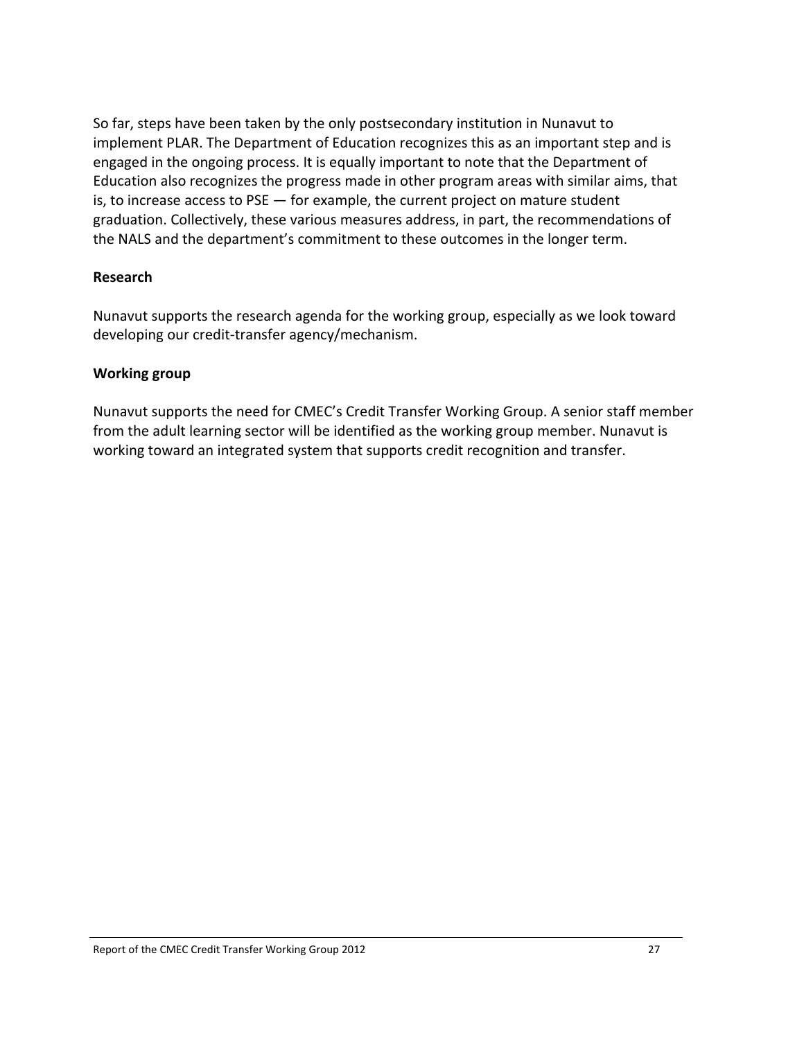So far, steps have been taken by the only postsecondary institution in Nunavut to implement PLAR. The Department of Education recognizes this as an important step and is engaged in the ongoing process. It is equally important to note that the Department of Education also recognizes the progress made in other program areas with similar aims, that is, to increase access to PSE — for example, the current project on mature student graduation. Collectively, these various measures address, in part, the recommendations of the NALS and the department's commitment to these outcomes in the longer term.

**Research**

Nunavut supports the research agenda for the working group, especially as we look toward developing our credit-transfer agency/mechanism.

**Working group**

Nunavut supports the need for CMEC's Credit Transfer Working Group. A senior staff member from the adult learning sector will be identified as the working group member. Nunavut is working toward an integrated system that supports credit recognition and transfer.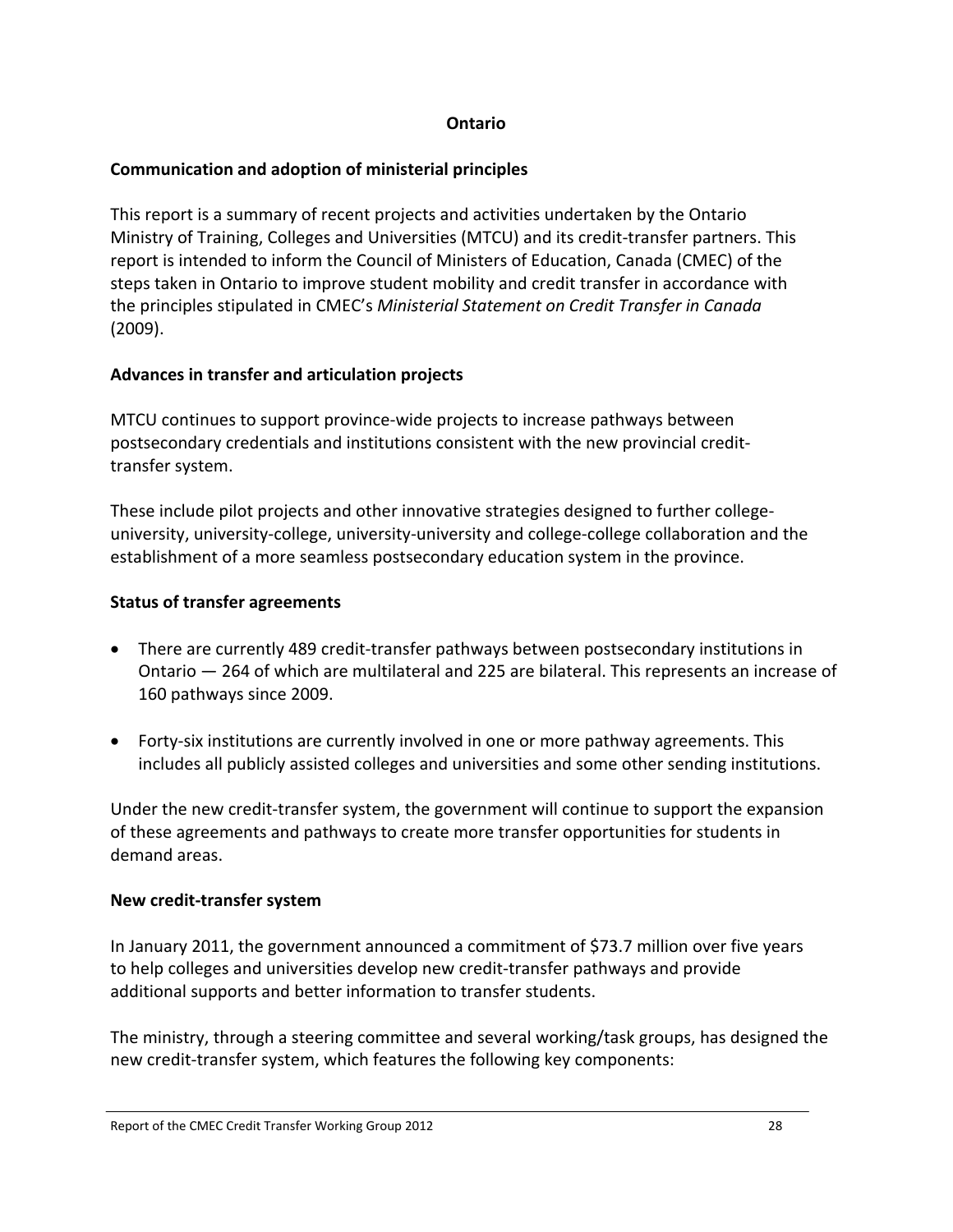## Ontario

### Communication and adoption of ministerial principles

This report is a summary of recent projects and activities undertaken by the Ontario Ministry of Training, Colleges and Universities (MTCU) and its credit-transfer partners. This report is intended to inform the Council of Ministers of Education, Canada (CMEC) of the steps taken in Ontario to improve student mobility and credit transfer in accordance with the principles stipulated in CMEC's *Ministerial Statement on Credit Transfer in Canada* (2009).

### Advances in transfer and articulation projects

MTCU continues to support province-wide projects to increase pathways between postsecondary credentials and institutions consistent with the new provincial credit-transfer system.

These include pilot projects and other innovative strategies designed to further college-university, university-college, university-university and college-college collaboration and the establishment of a more seamless postsecondary education system in the province.

### Status of transfer agreements

- There are currently 489 credit-transfer pathways between postsecondary institutions in Ontario — 264 of which are multilateral and 225 are bilateral. This represents an increase of 160 pathways since 2009.
- Forty-six institutions are currently involved in one or more pathway agreements. This includes all publicly assisted colleges and universities and some other sending institutions.

Under the new credit-transfer system, the government will continue to support the expansion of these agreements and pathways to create more transfer opportunities for students in demand areas.

### New credit-transfer system

In January 2011, the government announced a commitment of $73.7 million over five years to help colleges and universities develop new credit-transfer pathways and provide additional supports and better information to transfer students.

The ministry, through a steering committee and several working/task groups, has designed the new credit-transfer system, which features the following key components: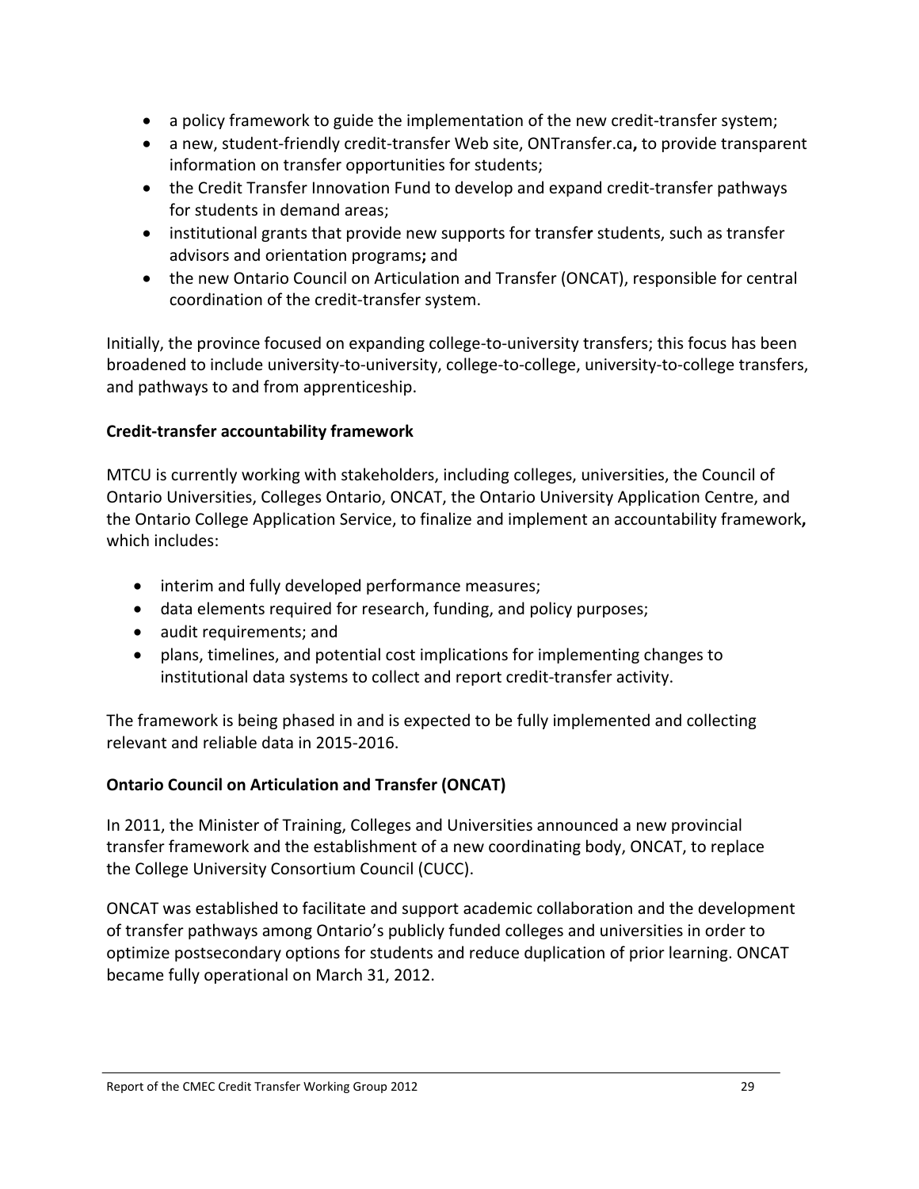- a policy framework to guide the implementation of the new credit-transfer system;
- a new, student-friendly credit-transfer Web site, ONTransfer.ca**,** to provide transparent information on transfer opportunities for students;
- the Credit Transfer Innovation Fund to develop and expand credit-transfer pathways for students in demand areas;
- institutional grants that provide new supports for transfe**r** students, such as transfer advisors and orientation programs**;** and
- the new Ontario Council on Articulation and Transfer (ONCAT), responsible for central coordination of the credit-transfer system.

Initially, the province focused on expanding college-to-university transfers; this focus has been broadened to include university-to-university, college-to-college, university-to-college transfers, and pathways to and from apprenticeship.

**Credit-transfer accountability framework**

MTCU is currently working with stakeholders, including colleges, universities, the Council of Ontario Universities, Colleges Ontario, ONCAT, the Ontario University Application Centre, and the Ontario College Application Service, to finalize and implement an accountability framework**,** which includes:

- interim and fully developed performance measures;
- data elements required for research, funding, and policy purposes;
- audit requirements; and
- plans, timelines, and potential cost implications for implementing changes to institutional data systems to collect and report credit-transfer activity.

The framework is being phased in and is expected to be fully implemented and collecting relevant and reliable data in 2015-2016.

**Ontario Council on Articulation and Transfer (ONCAT)**

In 2011, the Minister of Training, Colleges and Universities announced a new provincial transfer framework and the establishment of a new coordinating body, ONCAT, to replace the College University Consortium Council (CUCC).

ONCAT was established to facilitate and support academic collaboration and the development of transfer pathways among Ontario's publicly funded colleges and universities in order to optimize postsecondary options for students and reduce duplication of prior learning. ONCAT became fully operational on March 31, 2012.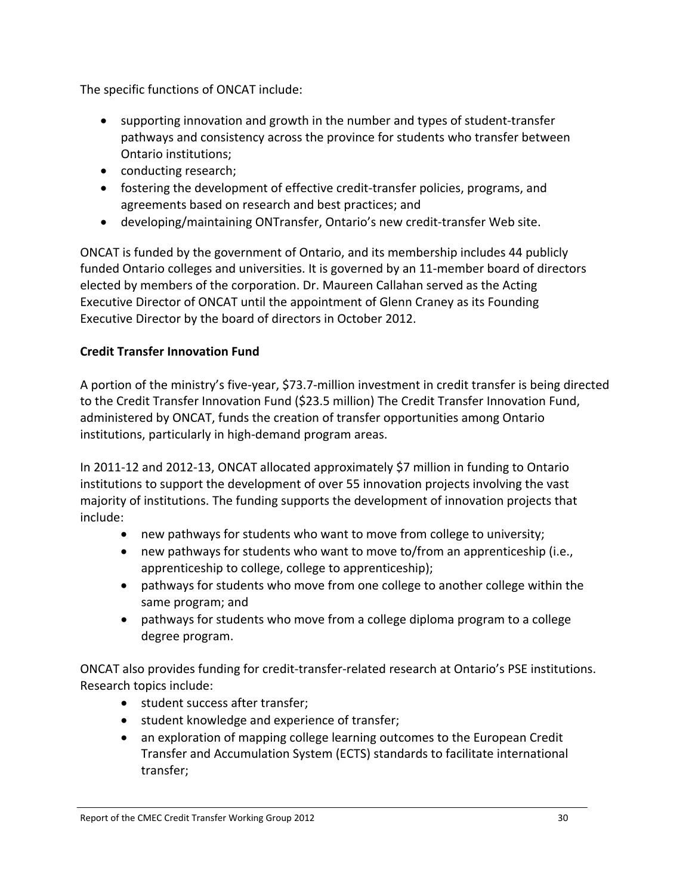The specific functions of ONCAT include:

- supporting innovation and growth in the number and types of student-transfer pathways and consistency across the province for students who transfer between Ontario institutions;
- conducting research;
- fostering the development of effective credit-transfer policies, programs, and agreements based on research and best practices; and
- developing/maintaining ONTransfer, Ontario's new credit-transfer Web site.

ONCAT is funded by the government of Ontario, and its membership includes 44 publicly funded Ontario colleges and universities. It is governed by an 11-member board of directors elected by members of the corporation. Dr. Maureen Callahan served as the Acting Executive Director of ONCAT until the appointment of Glenn Craney as its Founding Executive Director by the board of directors in October 2012.

**Credit Transfer Innovation Fund**

A portion of the ministry's five-year, $73.7-million investment in credit transfer is being directed to the Credit Transfer Innovation Fund ($23.5 million) The Credit Transfer Innovation Fund, administered by ONCAT, funds the creation of transfer opportunities among Ontario institutions, particularly in high-demand program areas.

In 2011-12 and 2012-13, ONCAT allocated approximately $7 million in funding to Ontario institutions to support the development of over 55 innovation projects involving the vast majority of institutions. The funding supports the development of innovation projects that include:

- new pathways for students who want to move from college to university;
- new pathways for students who want to move to/from an apprenticeship (i.e., apprenticeship to college, college to apprenticeship);
- pathways for students who move from one college to another college within the same program; and
- pathways for students who move from a college diploma program to a college degree program.

ONCAT also provides funding for credit-transfer-related research at Ontario's PSE institutions. Research topics include:

- student success after transfer;
- student knowledge and experience of transfer;
- an exploration of mapping college learning outcomes to the European Credit Transfer and Accumulation System (ECTS) standards to facilitate international transfer;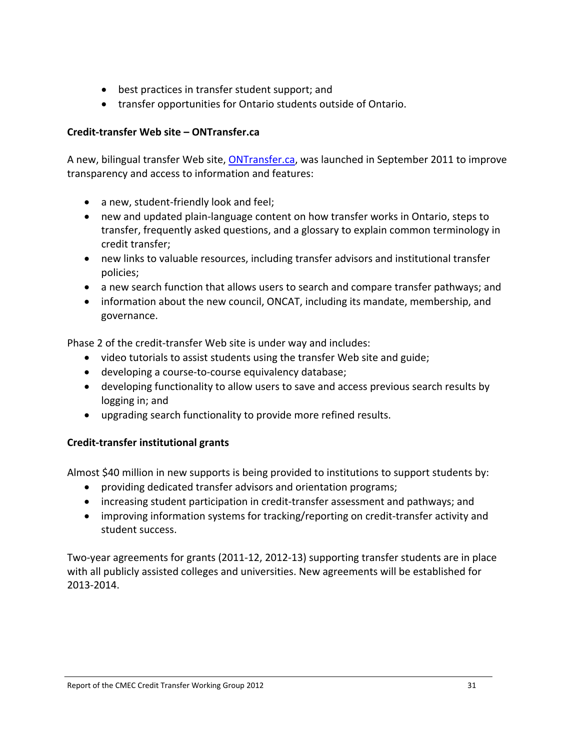- best practices in transfer student support; and
- transfer opportunities for Ontario students outside of Ontario.

**Credit-transfer Web site – ONTransfer.ca**

A new, bilingual transfer Web site, ONTransfer.ca, was launched in September 2011 to improve transparency and access to information and features:

- a new, student-friendly look and feel;
- new and updated plain-language content on how transfer works in Ontario, steps to transfer, frequently asked questions, and a glossary to explain common terminology in credit transfer;
- new links to valuable resources, including transfer advisors and institutional transfer policies;
- a new search function that allows users to search and compare transfer pathways; and
- information about the new council, ONCAT, including its mandate, membership, and governance.

Phase 2 of the credit-transfer Web site is under way and includes:

- video tutorials to assist students using the transfer Web site and guide;
- developing a course-to-course equivalency database;
- developing functionality to allow users to save and access previous search results by logging in; and
- upgrading search functionality to provide more refined results.

**Credit-transfer institutional grants**

Almost $40 million in new supports is being provided to institutions to support students by:

- providing dedicated transfer advisors and orientation programs;
- increasing student participation in credit-transfer assessment and pathways; and
- improving information systems for tracking/reporting on credit-transfer activity and student success.

Two-year agreements for grants (2011-12, 2012-13) supporting transfer students are in place with all publicly assisted colleges and universities. New agreements will be established for 2013-2014.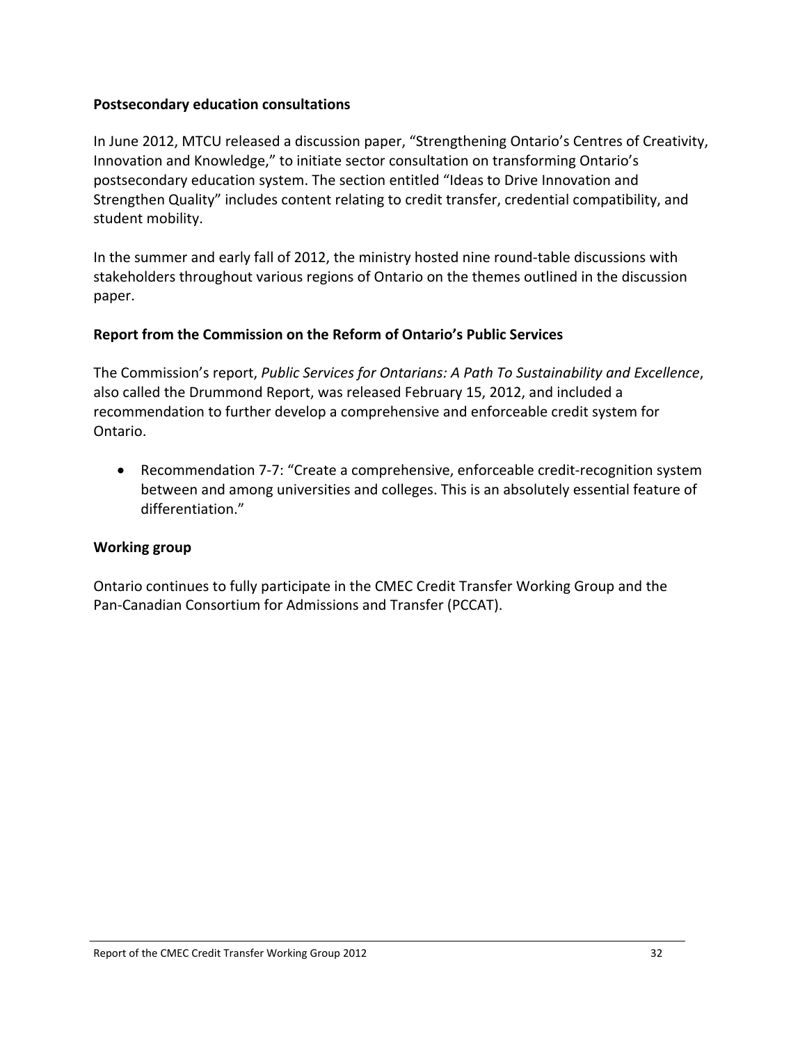**Postsecondary education consultations**

In June 2012, MTCU released a discussion paper, "Strengthening Ontario's Centres of Creativity, Innovation and Knowledge," to initiate sector consultation on transforming Ontario's postsecondary education system. The section entitled "Ideas to Drive Innovation and Strengthen Quality" includes content relating to credit transfer, credential compatibility, and student mobility.

In the summer and early fall of 2012, the ministry hosted nine round-table discussions with stakeholders throughout various regions of Ontario on the themes outlined in the discussion paper.

**Report from the Commission on the Reform of Ontario's Public Services**

The Commission's report, *Public Services for Ontarians: A Path To Sustainability and Excellence*, also called the Drummond Report, was released February 15, 2012, and included a recommendation to further develop a comprehensive and enforceable credit system for Ontario.

- Recommendation 7-7: "Create a comprehensive, enforceable credit-recognition system between and among universities and colleges. This is an absolutely essential feature of differentiation."

**Working group**

Ontario continues to fully participate in the CMEC Credit Transfer Working Group and the Pan-Canadian Consortium for Admissions and Transfer (PCCAT).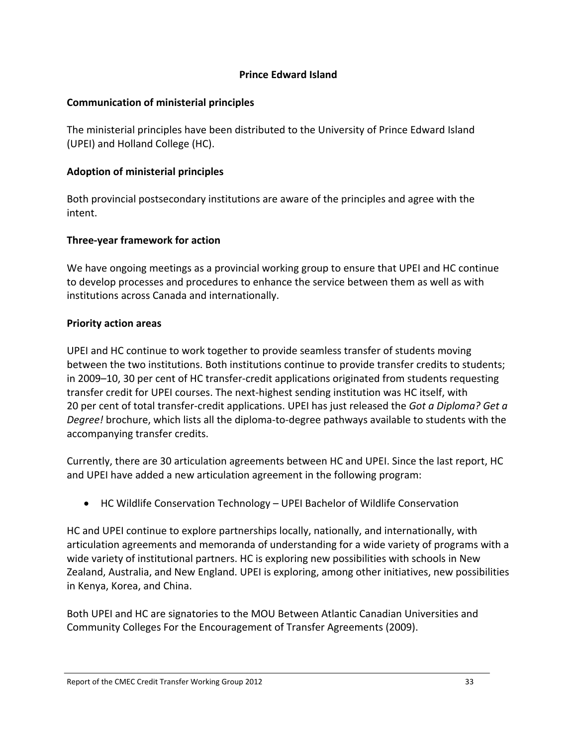## Prince Edward Island

### Communication of ministerial principles

The ministerial principles have been distributed to the University of Prince Edward Island (UPEI) and Holland College (HC).

### Adoption of ministerial principles

Both provincial postsecondary institutions are aware of the principles and agree with the intent.

### Three-year framework for action

We have ongoing meetings as a provincial working group to ensure that UPEI and HC continue to develop processes and procedures to enhance the service between them as well as with institutions across Canada and internationally.

### Priority action areas

UPEI and HC continue to work together to provide seamless transfer of students moving between the two institutions. Both institutions continue to provide transfer credits to students; in 2009–10, 30 per cent of HC transfer-credit applications originated from students requesting transfer credit for UPEI courses. The next-highest sending institution was HC itself, with 20 per cent of total transfer-credit applications. UPEI has just released the *Got a Diploma? Get a Degree!* brochure, which lists all the diploma-to-degree pathways available to students with the accompanying transfer credits.

Currently, there are 30 articulation agreements between HC and UPEI. Since the last report, HC and UPEI have added a new articulation agreement in the following program:

- HC Wildlife Conservation Technology – UPEI Bachelor of Wildlife Conservation

HC and UPEI continue to explore partnerships locally, nationally, and internationally, with articulation agreements and memoranda of understanding for a wide variety of programs with a wide variety of institutional partners. HC is exploring new possibilities with schools in New Zealand, Australia, and New England. UPEI is exploring, among other initiatives, new possibilities in Kenya, Korea, and China.

Both UPEI and HC are signatories to the MOU Between Atlantic Canadian Universities and Community Colleges For the Encouragement of Transfer Agreements (2009).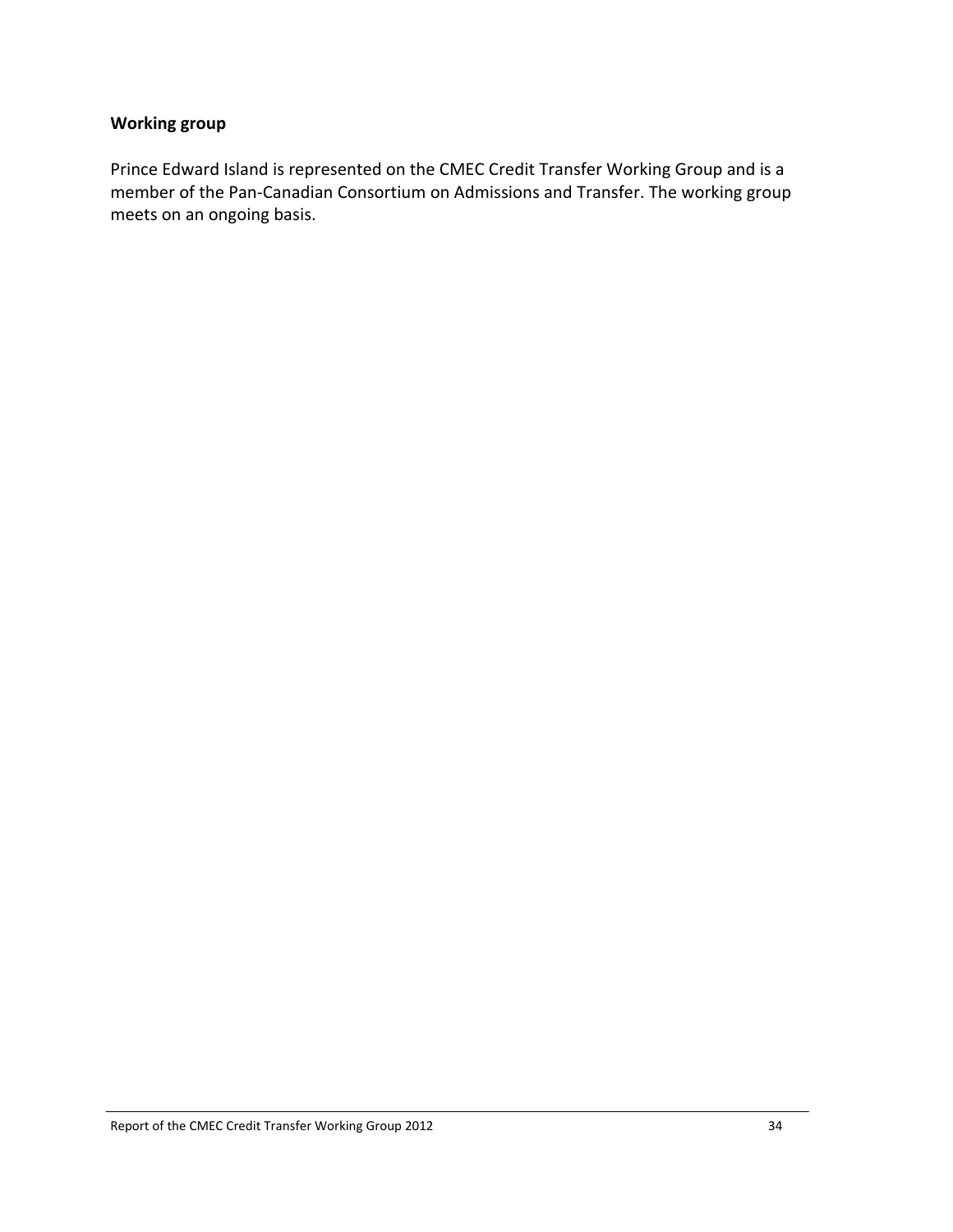**Working group**

Prince Edward Island is represented on the CMEC Credit Transfer Working Group and is a member of the Pan-Canadian Consortium on Admissions and Transfer. The working group meets on an ongoing basis.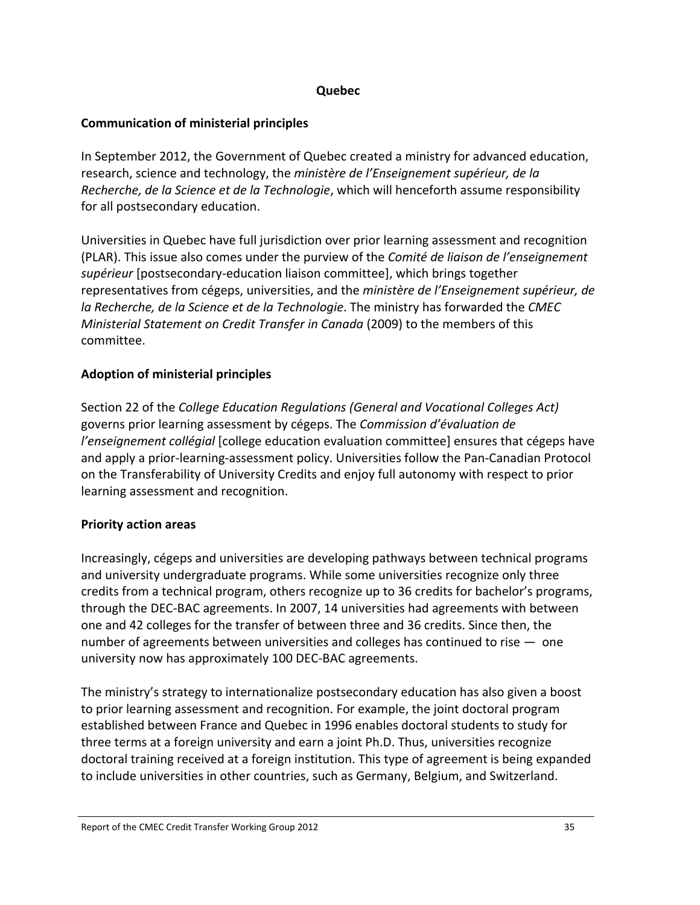## Quebec

### Communication of ministerial principles

In September 2012, the Government of Quebec created a ministry for advanced education, research, science and technology, the *ministère de l'Enseignement supérieur, de la Recherche, de la Science et de la Technologie*, which will henceforth assume responsibility for all postsecondary education.

Universities in Quebec have full jurisdiction over prior learning assessment and recognition (PLAR). This issue also comes under the purview of the *Comité de liaison de l'enseignement supérieur* [postsecondary-education liaison committee], which brings together representatives from cégeps, universities, and the *ministère de l'Enseignement supérieur, de la Recherche, de la Science et de la Technologie*. The ministry has forwarded the *CMEC Ministerial Statement on Credit Transfer in Canada* (2009) to the members of this committee.

### Adoption of ministerial principles

Section 22 of the *College Education Regulations (General and Vocational Colleges Act)* governs prior learning assessment by cégeps. The *Commission d'évaluation de l'enseignement collégial* [college education evaluation committee] ensures that cégeps have and apply a prior-learning-assessment policy. Universities follow the Pan-Canadian Protocol on the Transferability of University Credits and enjoy full autonomy with respect to prior learning assessment and recognition.

### Priority action areas

Increasingly, cégeps and universities are developing pathways between technical programs and university undergraduate programs. While some universities recognize only three credits from a technical program, others recognize up to 36 credits for bachelor's programs, through the DEC-BAC agreements. In 2007, 14 universities had agreements with between one and 42 colleges for the transfer of between three and 36 credits. Since then, the number of agreements between universities and colleges has continued to rise — one university now has approximately 100 DEC-BAC agreements.

The ministry's strategy to internationalize postsecondary education has also given a boost to prior learning assessment and recognition. For example, the joint doctoral program established between France and Quebec in 1996 enables doctoral students to study for three terms at a foreign university and earn a joint Ph.D. Thus, universities recognize doctoral training received at a foreign institution. This type of agreement is being expanded to include universities in other countries, such as Germany, Belgium, and Switzerland.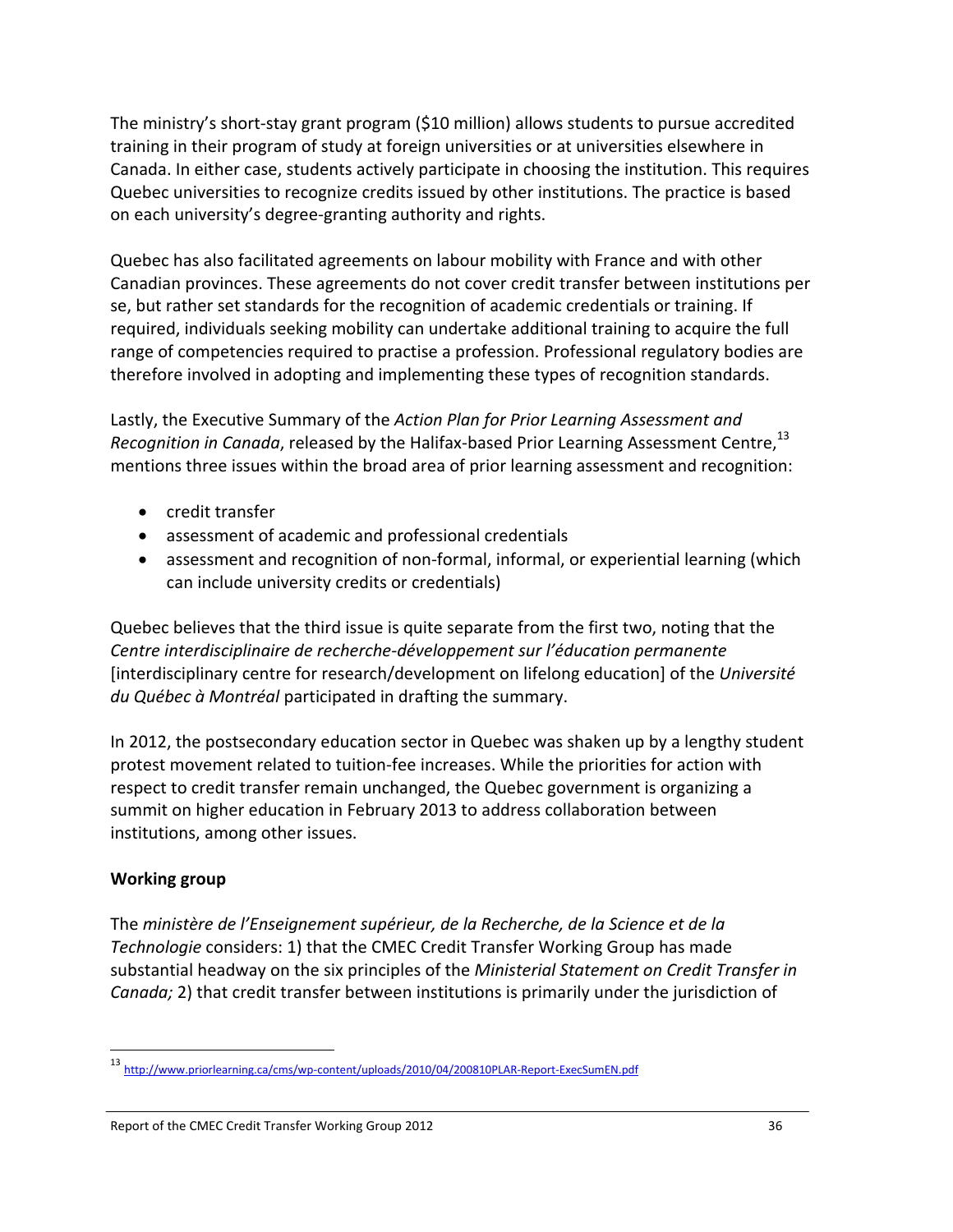The ministry's short-stay grant program ($10 million) allows students to pursue accredited training in their program of study at foreign universities or at universities elsewhere in Canada. In either case, students actively participate in choosing the institution. This requires Quebec universities to recognize credits issued by other institutions. The practice is based on each university's degree-granting authority and rights.

Quebec has also facilitated agreements on labour mobility with France and with other Canadian provinces. These agreements do not cover credit transfer between institutions per se, but rather set standards for the recognition of academic credentials or training. If required, individuals seeking mobility can undertake additional training to acquire the full range of competencies required to practise a profession. Professional regulatory bodies are therefore involved in adopting and implementing these types of recognition standards.

Lastly, the Executive Summary of the *Action Plan for Prior Learning Assessment and Recognition in Canada*, released by the Halifax-based Prior Learning Assessment Centre,[13] mentions three issues within the broad area of prior learning assessment and recognition:

- credit transfer
- assessment of academic and professional credentials
- assessment and recognition of non-formal, informal, or experiential learning (which can include university credits or credentials)

Quebec believes that the third issue is quite separate from the first two, noting that the *Centre interdisciplinaire de recherche-développement sur l'éducation permanente* [interdisciplinary centre for research/development on lifelong education] of the *Université du Québec à Montréal* participated in drafting the summary.

In 2012, the postsecondary education sector in Quebec was shaken up by a lengthy student protest movement related to tuition-fee increases. While the priorities for action with respect to credit transfer remain unchanged, the Quebec government is organizing a summit on higher education in February 2013 to address collaboration between institutions, among other issues.

**Working group**

The *ministère de l'Enseignement supérieur, de la Recherche, de la Science et de la Technologie* considers: 1) that the CMEC Credit Transfer Working Group has made substantial headway on the six principles of the *Ministerial Statement on Credit Transfer in Canada;* 2) that credit transfer between institutions is primarily under the jurisdiction of

---

[13] http://www.priorlearning.ca/cms/wp-content/uploads/2010/04/200810PLAR-Report-ExecSumEN.pdf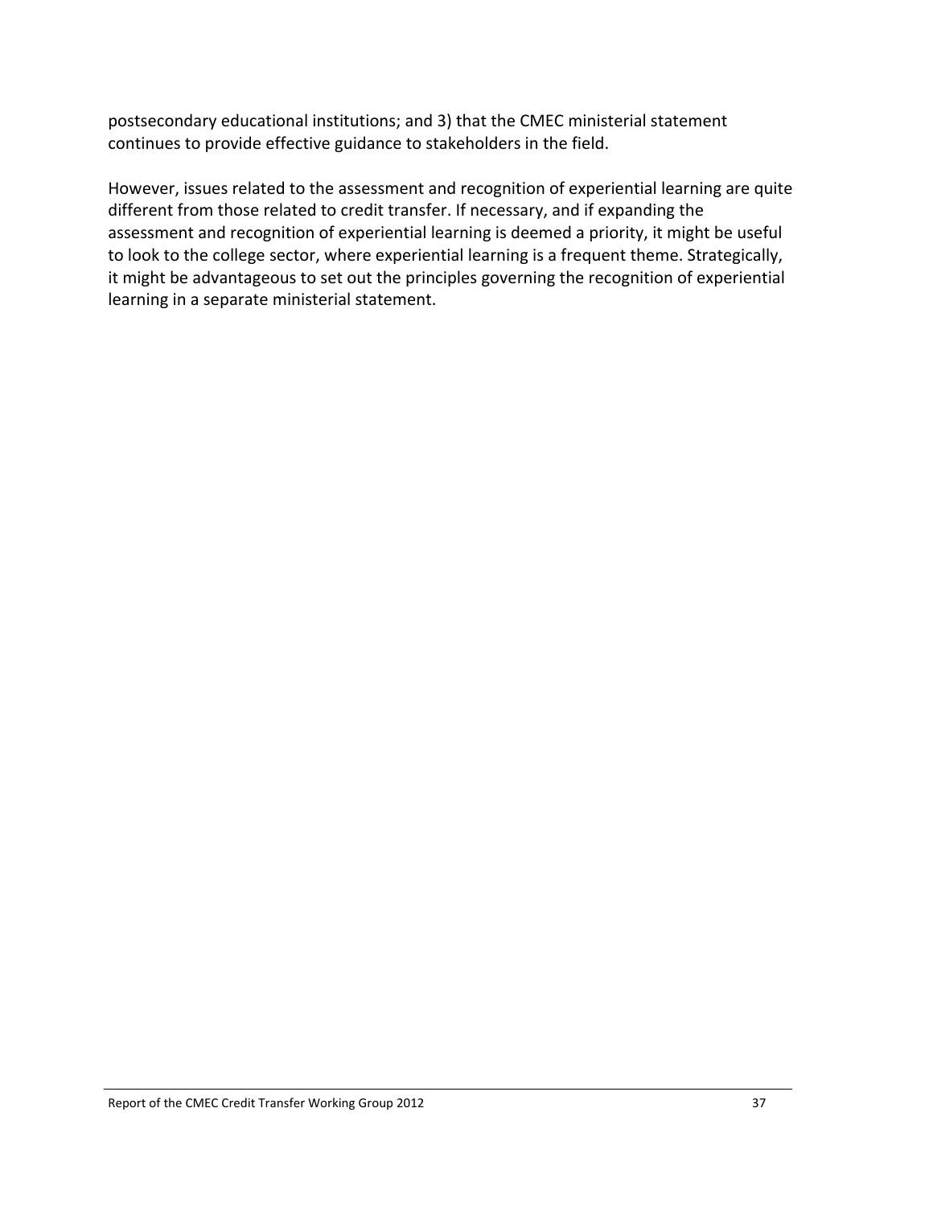postsecondary educational institutions; and 3) that the CMEC ministerial statement continues to provide effective guidance to stakeholders in the field.

However, issues related to the assessment and recognition of experiential learning are quite different from those related to credit transfer. If necessary, and if expanding the assessment and recognition of experiential learning is deemed a priority, it might be useful to look to the college sector, where experiential learning is a frequent theme. Strategically, it might be advantageous to set out the principles governing the recognition of experiential learning in a separate ministerial statement.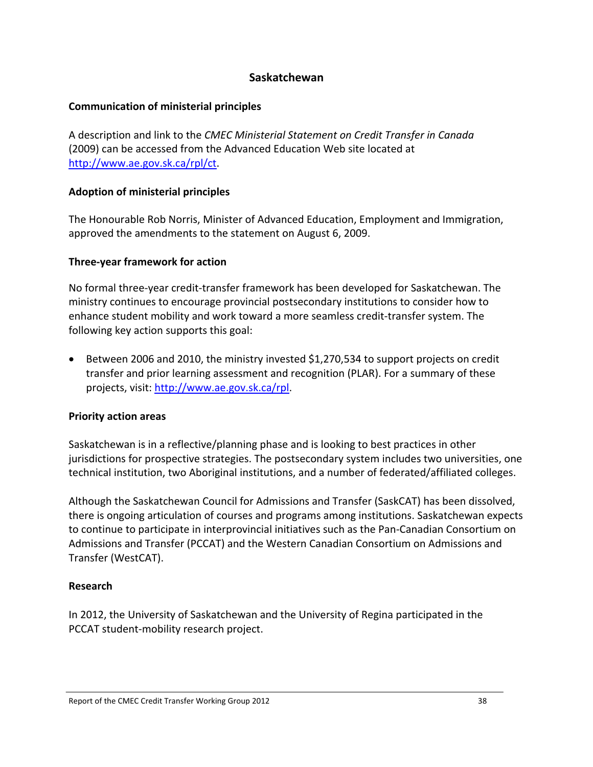## Saskatchewan

### Communication of ministerial principles

A description and link to the *CMEC Ministerial Statement on Credit Transfer in Canada* (2009) can be accessed from the Advanced Education Web site located at http://www.ae.gov.sk.ca/rpl/ct.

### Adoption of ministerial principles

The Honourable Rob Norris, Minister of Advanced Education, Employment and Immigration, approved the amendments to the statement on August 6, 2009.

### Three-year framework for action

No formal three-year credit-transfer framework has been developed for Saskatchewan. The ministry continues to encourage provincial postsecondary institutions to consider how to enhance student mobility and work toward a more seamless credit-transfer system. The following key action supports this goal:

- Between 2006 and 2010, the ministry invested $1,270,534 to support projects on credit transfer and prior learning assessment and recognition (PLAR). For a summary of these projects, visit: http://www.ae.gov.sk.ca/rpl.

### Priority action areas

Saskatchewan is in a reflective/planning phase and is looking to best practices in other jurisdictions for prospective strategies. The postsecondary system includes two universities, one technical institution, two Aboriginal institutions, and a number of federated/affiliated colleges.

Although the Saskatchewan Council for Admissions and Transfer (SaskCAT) has been dissolved, there is ongoing articulation of courses and programs among institutions. Saskatchewan expects to continue to participate in interprovincial initiatives such as the Pan-Canadian Consortium on Admissions and Transfer (PCCAT) and the Western Canadian Consortium on Admissions and Transfer (WestCAT).

### Research

In 2012, the University of Saskatchewan and the University of Regina participated in the PCCAT student-mobility research project.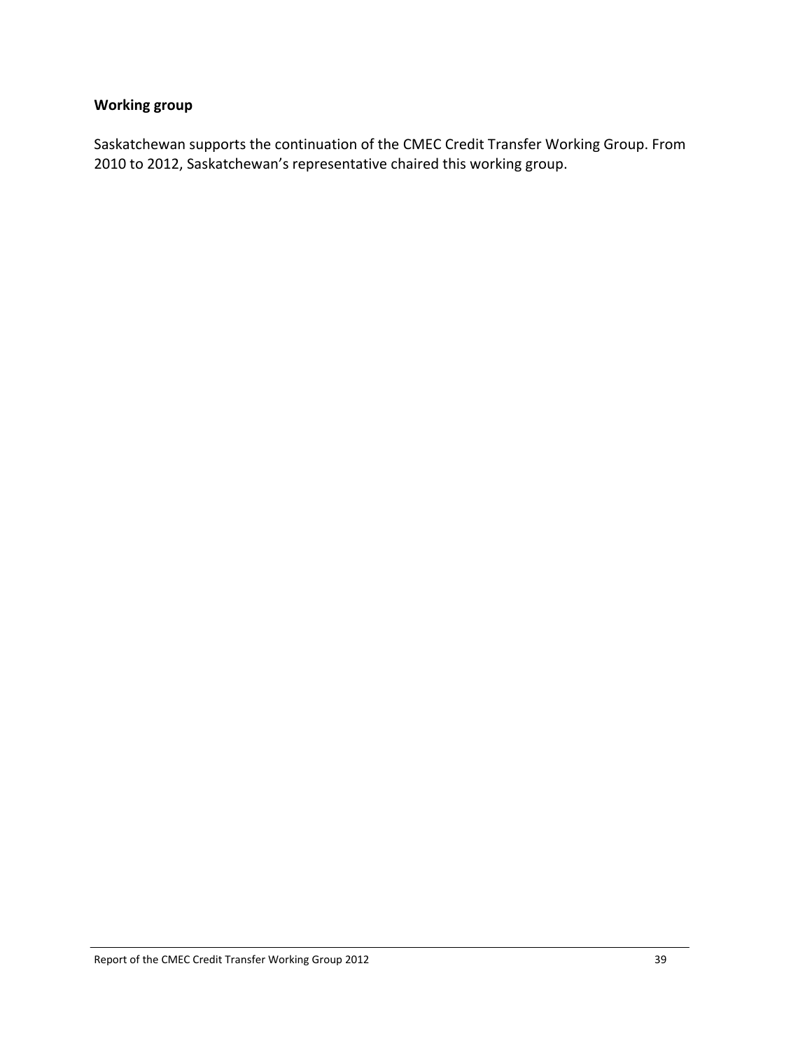**Working group**

Saskatchewan supports the continuation of the CMEC Credit Transfer Working Group. From 2010 to 2012, Saskatchewan's representative chaired this working group.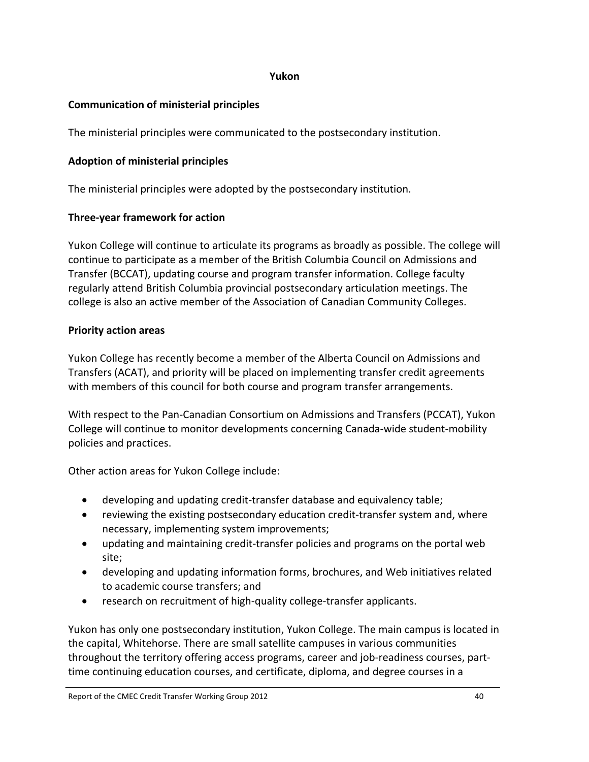## Yukon

### Communication of ministerial principles

The ministerial principles were communicated to the postsecondary institution.

### Adoption of ministerial principles

The ministerial principles were adopted by the postsecondary institution.

### Three-year framework for action

Yukon College will continue to articulate its programs as broadly as possible. The college will continue to participate as a member of the British Columbia Council on Admissions and Transfer (BCCAT), updating course and program transfer information. College faculty regularly attend British Columbia provincial postsecondary articulation meetings. The college is also an active member of the Association of Canadian Community Colleges.

### Priority action areas

Yukon College has recently become a member of the Alberta Council on Admissions and Transfers (ACAT), and priority will be placed on implementing transfer credit agreements with members of this council for both course and program transfer arrangements.

With respect to the Pan-Canadian Consortium on Admissions and Transfers (PCCAT), Yukon College will continue to monitor developments concerning Canada-wide student-mobility policies and practices.

Other action areas for Yukon College include:

- developing and updating credit-transfer database and equivalency table;
- reviewing the existing postsecondary education credit-transfer system and, where necessary, implementing system improvements;
- updating and maintaining credit-transfer policies and programs on the portal web site;
- developing and updating information forms, brochures, and Web initiatives related to academic course transfers; and
- research on recruitment of high-quality college-transfer applicants.

Yukon has only one postsecondary institution, Yukon College. The main campus is located in the capital, Whitehorse. There are small satellite campuses in various communities throughout the territory offering access programs, career and job-readiness courses, part-time continuing education courses, and certificate, diploma, and degree courses in a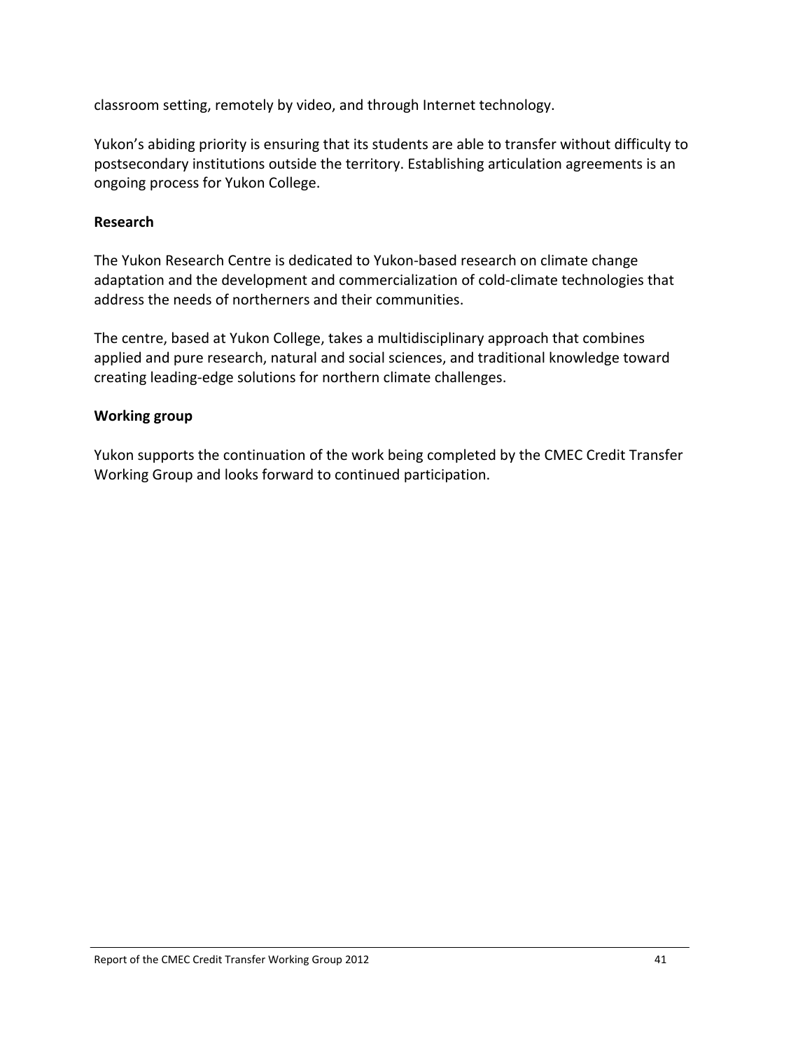classroom setting, remotely by video, and through Internet technology.

Yukon's abiding priority is ensuring that its students are able to transfer without difficulty to postsecondary institutions outside the territory. Establishing articulation agreements is an ongoing process for Yukon College.

**Research**

The Yukon Research Centre is dedicated to Yukon-based research on climate change adaptation and the development and commercialization of cold-climate technologies that address the needs of northerners and their communities.

The centre, based at Yukon College, takes a multidisciplinary approach that combines applied and pure research, natural and social sciences, and traditional knowledge toward creating leading-edge solutions for northern climate challenges.

**Working group**

Yukon supports the continuation of the work being completed by the CMEC Credit Transfer Working Group and looks forward to continued participation.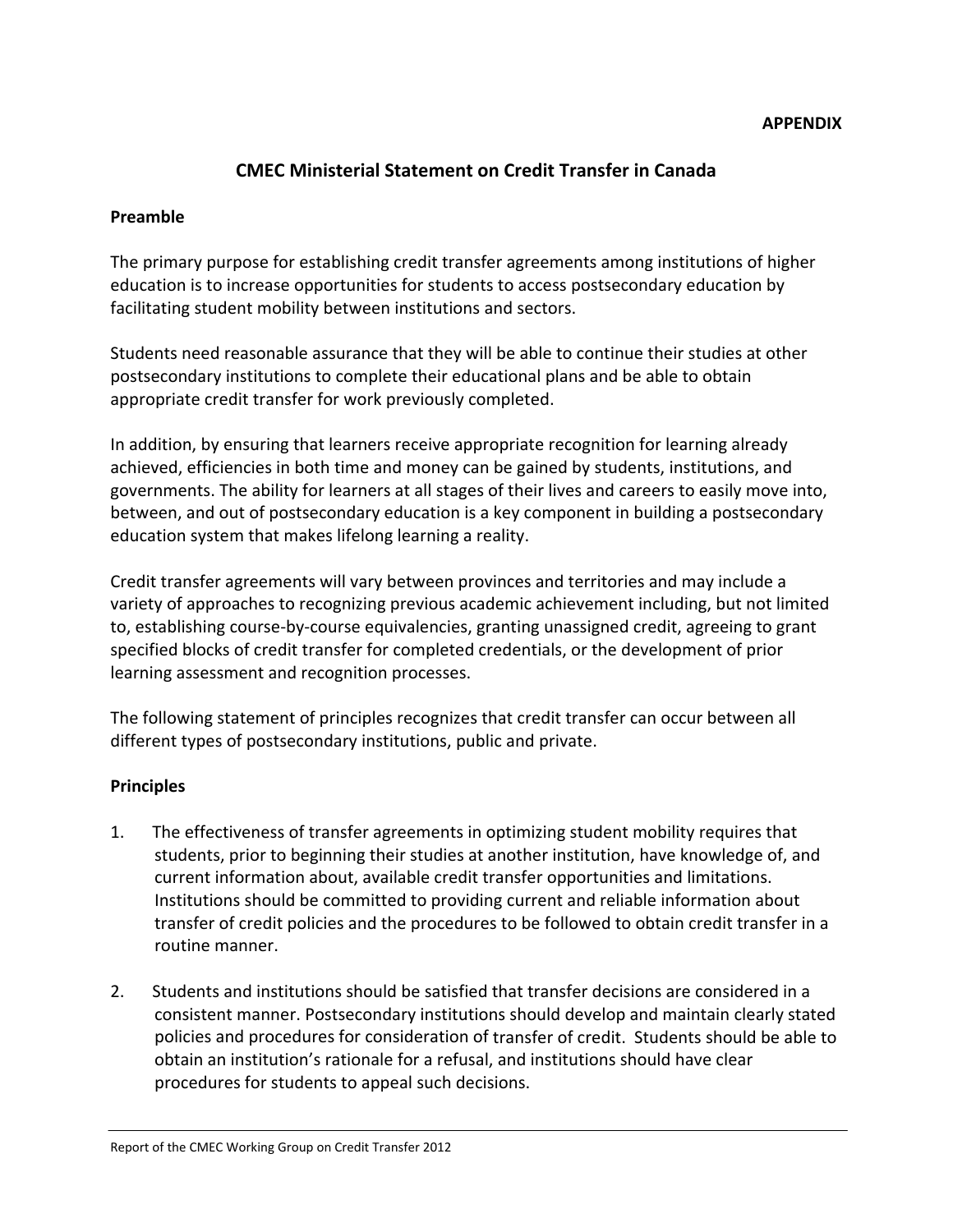**APPENDIX**

# CMEC Ministerial Statement on Credit Transfer in Canada

## Preamble

The primary purpose for establishing credit transfer agreements among institutions of higher education is to increase opportunities for students to access postsecondary education by facilitating student mobility between institutions and sectors.

Students need reasonable assurance that they will be able to continue their studies at other postsecondary institutions to complete their educational plans and be able to obtain appropriate credit transfer for work previously completed.

In addition, by ensuring that learners receive appropriate recognition for learning already achieved, efficiencies in both time and money can be gained by students, institutions, and governments. The ability for learners at all stages of their lives and careers to easily move into, between, and out of postsecondary education is a key component in building a postsecondary education system that makes lifelong learning a reality.

Credit transfer agreements will vary between provinces and territories and may include a variety of approaches to recognizing previous academic achievement including, but not limited to, establishing course-by-course equivalencies, granting unassigned credit, agreeing to grant specified blocks of credit transfer for completed credentials, or the development of prior learning assessment and recognition processes.

The following statement of principles recognizes that credit transfer can occur between all different types of postsecondary institutions, public and private.

## Principles

1. The effectiveness of transfer agreements in optimizing student mobility requires that students, prior to beginning their studies at another institution, have knowledge of, and current information about, available credit transfer opportunities and limitations. Institutions should be committed to providing current and reliable information about transfer of credit policies and the procedures to be followed to obtain credit transfer in a routine manner.

2. Students and institutions should be satisfied that transfer decisions are considered in a consistent manner. Postsecondary institutions should develop and maintain clearly stated policies and procedures for consideration of transfer of credit. Students should be able to obtain an institution's rationale for a refusal, and institutions should have clear procedures for students to appeal such decisions.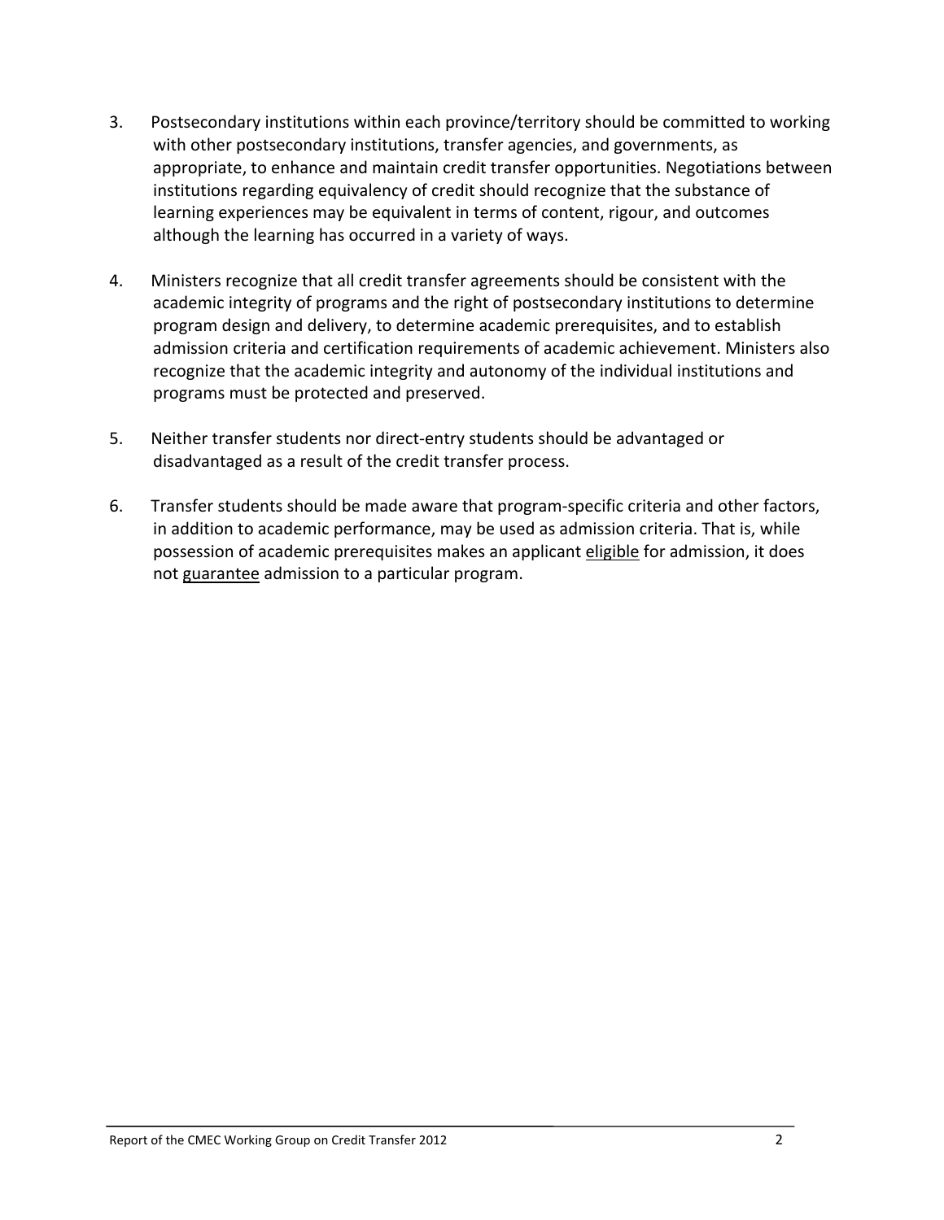3. Postsecondary institutions within each province/territory should be committed to working with other postsecondary institutions, transfer agencies, and governments, as appropriate, to enhance and maintain credit transfer opportunities. Negotiations between institutions regarding equivalency of credit should recognize that the substance of learning experiences may be equivalent in terms of content, rigour, and outcomes although the learning has occurred in a variety of ways.

4. Ministers recognize that all credit transfer agreements should be consistent with the academic integrity of programs and the right of postsecondary institutions to determine program design and delivery, to determine academic prerequisites, and to establish admission criteria and certification requirements of academic achievement. Ministers also recognize that the academic integrity and autonomy of the individual institutions and programs must be protected and preserved.

5. Neither transfer students nor direct-entry students should be advantaged or disadvantaged as a result of the credit transfer process.

6. Transfer students should be made aware that program-specific criteria and other factors, in addition to academic performance, may be used as admission criteria. That is, while possession of academic prerequisites makes an applicant <u>eligible</u> for admission, it does not <u>guarantee</u> admission to a particular program.